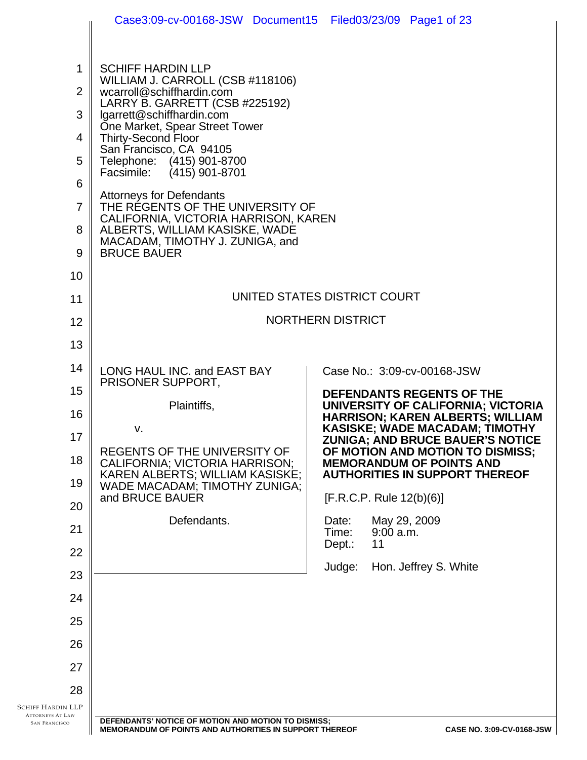SCHIFF HARDIN LLP
WILLIAM J. CARROLL (CSB #118106)
wcarroll@schiffhardin.com
LARRY B. GARRETT (CSB #225192)
lgarrett@schiffhardin.com
One Market, Spear Street Tower
Thirty-Second Floor
San Francisco, CA 94105
Telephone: (415) 901-8700
Facsimile: (415) 901-8701

Attorneys for Defendants
THE REGENTS OF THE UNIVERSITY OF CALIFORNIA, VICTORIA HARRISON, KAREN ALBERTS, WILLIAM KASISKE, WADE MACADAM, TIMOTHY J. ZUNIGA, and BRUCE BAUER

UNITED STATES DISTRICT COURT

NORTHERN DISTRICT

| | |
|---|---|
| LONG HAUL INC. and EAST BAY PRISONER SUPPORT,<br><br>Plaintiffs,<br><br>v.<br><br>REGENTS OF THE UNIVERSITY OF CALIFORNIA; VICTORIA HARRISON; KAREN ALBERTS; WILLIAM KASISKE; WADE MACADAM; TIMOTHY ZUNIGA; and BRUCE BAUER<br><br>Defendants. | Case No.: 3:09-cv-00168-JSW<br><br>**DEFENDANTS REGENTS OF THE UNIVERSITY OF CALIFORNIA; VICTORIA HARRISON; KAREN ALBERTS; WILLIAM KASISKE; WADE MACADAM; TIMOTHY ZUNIGA; AND BRUCE BAUER'S NOTICE OF MOTION AND MOTION TO DISMISS; MEMORANDUM OF POINTS AND AUTHORITIES IN SUPPORT THEREOF**<br><br>[F.R.C.P. Rule 12(b)(6)]<br><br>Date: May 29, 2009<br>Time: 9:00 a.m.<br>Dept.: 11<br><br>Judge: Hon. Jeffrey S. White |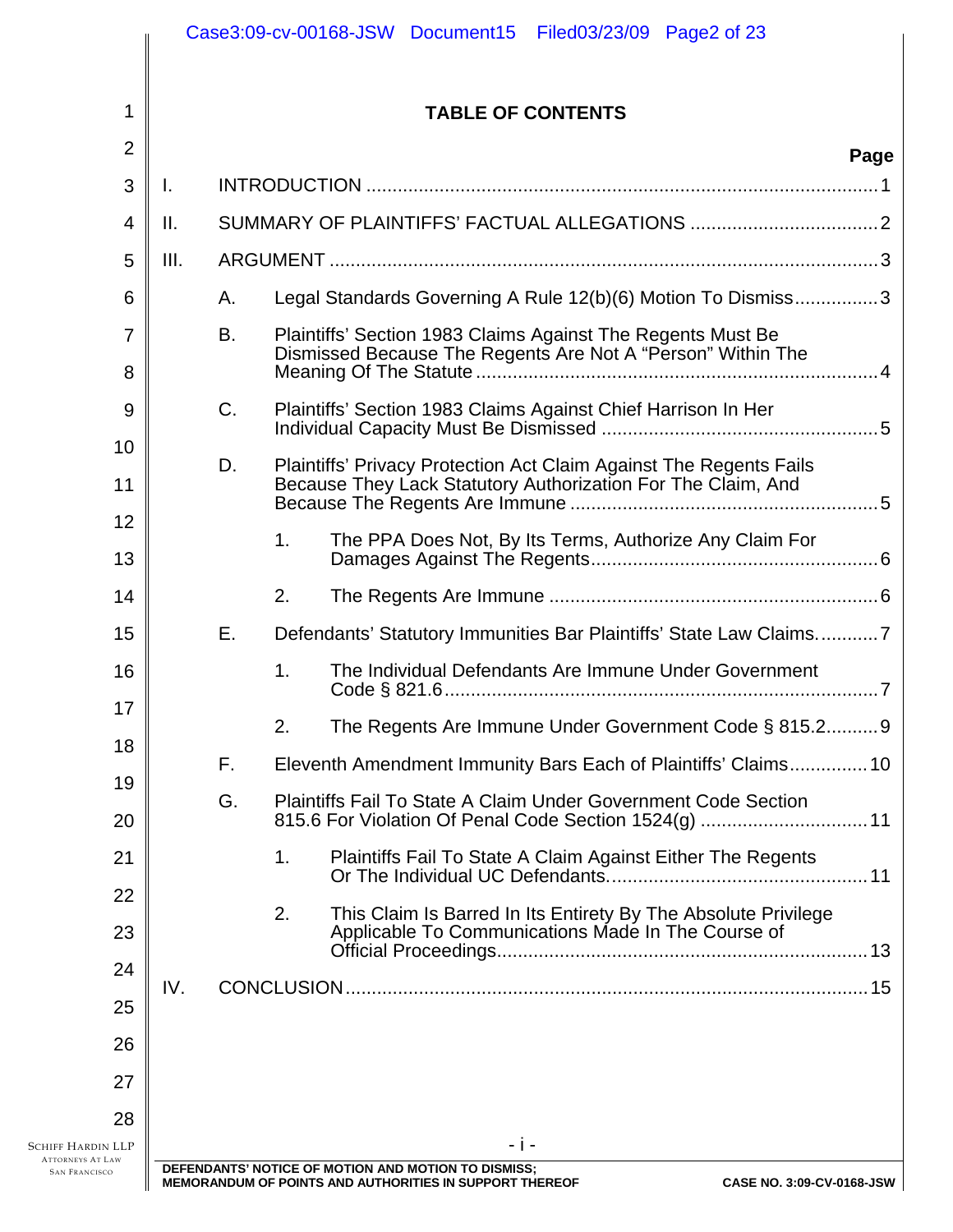# TABLE OF CONTENTS

| | | | | Page |
|---|---|---|---|---|
| I. | INTRODUCTION | | | 1 |
| II. | SUMMARY OF PLAINTIFFS' FACTUAL ALLEGATIONS | | | 2 |
| III. | ARGUMENT | | | 3 |
| | A. | Legal Standards Governing A Rule 12(b)(6) Motion To Dismiss | | 3 |
| | B. | Plaintiffs' Section 1983 Claims Against The Regents Must Be Dismissed Because The Regents Are Not A "Person" Within The Meaning Of The Statute | | 4 |
| | C. | Plaintiffs' Section 1983 Claims Against Chief Harrison In Her Individual Capacity Must Be Dismissed | | 5 |
| | D. | Plaintiffs' Privacy Protection Act Claim Against The Regents Fails Because They Lack Statutory Authorization For The Claim, And Because The Regents Are Immune | | 5 |
| | | 1. | The PPA Does Not, By Its Terms, Authorize Any Claim For Damages Against The Regents | 6 |
| | | 2. | The Regents Are Immune | 6 |
| | E. | Defendants' Statutory Immunities Bar Plaintiffs' State Law Claims. | | 7 |
| | | 1. | The Individual Defendants Are Immune Under Government Code § 821.6 | 7 |
| | | 2. | The Regents Are Immune Under Government Code § 815.2 | 9 |
| | F. | Eleventh Amendment Immunity Bars Each of Plaintiffs' Claims | | 10 |
| | G. | Plaintiffs Fail To State A Claim Under Government Code Section 815.6 For Violation Of Penal Code Section 1524(g) | | 11 |
| | | 1. | Plaintiffs Fail To State A Claim Against Either The Regents Or The Individual UC Defendants. | 11 |
| | | 2. | This Claim Is Barred In Its Entirety By The Absolute Privilege Applicable To Communications Made In The Course of Official Proceedings | 13 |
| IV. | CONCLUSION | | | 15 |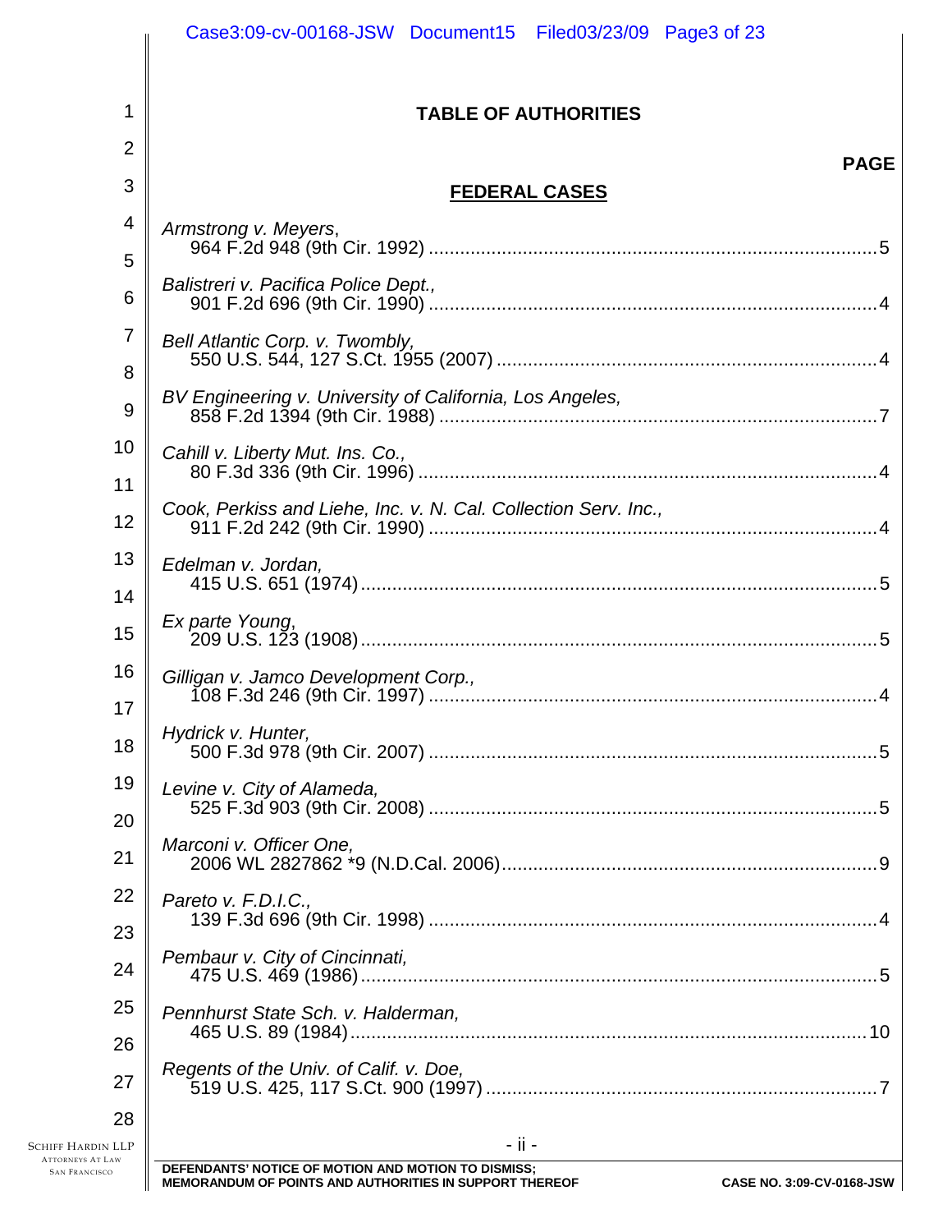# TABLE OF AUTHORITIES

**PAGE**

## FEDERAL CASES

*Armstrong v. Meyers*,
964 F.2d 948 (9th Cir. 1992) ..... 5

*Balistreri v. Pacifica Police Dept.,*
901 F.2d 696 (9th Cir. 1990) ..... 4

*Bell Atlantic Corp. v. Twombly,*
550 U.S. 544, 127 S.Ct. 1955 (2007) ..... 4

*BV Engineering v. University of California, Los Angeles,*
858 F.2d 1394 (9th Cir. 1988) ..... 7

*Cahill v. Liberty Mut. Ins. Co.,*
80 F.3d 336 (9th Cir. 1996) ..... 4

*Cook, Perkiss and Liehe, Inc. v. N. Cal. Collection Serv. Inc.,*
911 F.2d 242 (9th Cir. 1990) ..... 4

*Edelman v. Jordan,*
415 U.S. 651 (1974) ..... 5

*Ex parte Young*,
209 U.S. 123 (1908) ..... 5

*Gilligan v. Jamco Development Corp.,*
108 F.3d 246 (9th Cir. 1997) ..... 4

*Hydrick v. Hunter,*
500 F.3d 978 (9th Cir. 2007) ..... 5

*Levine v. City of Alameda,*
525 F.3d 903 (9th Cir. 2008) ..... 5

*Marconi v. Officer One,*
2006 WL 2827862 *9 (N.D.Cal. 2006) ..... 9

*Pareto v. F.D.I.C.,*
139 F.3d 696 (9th Cir. 1998) ..... 4

*Pembaur v. City of Cincinnati,*
475 U.S. 469 (1986) ..... 5

*Pennhurst State Sch. v. Halderman,*
465 U.S. 89 (1984) ..... 10

*Regents of the Univ. of Calif. v. Doe,*
519 U.S. 425, 117 S.Ct. 900 (1997) ..... 7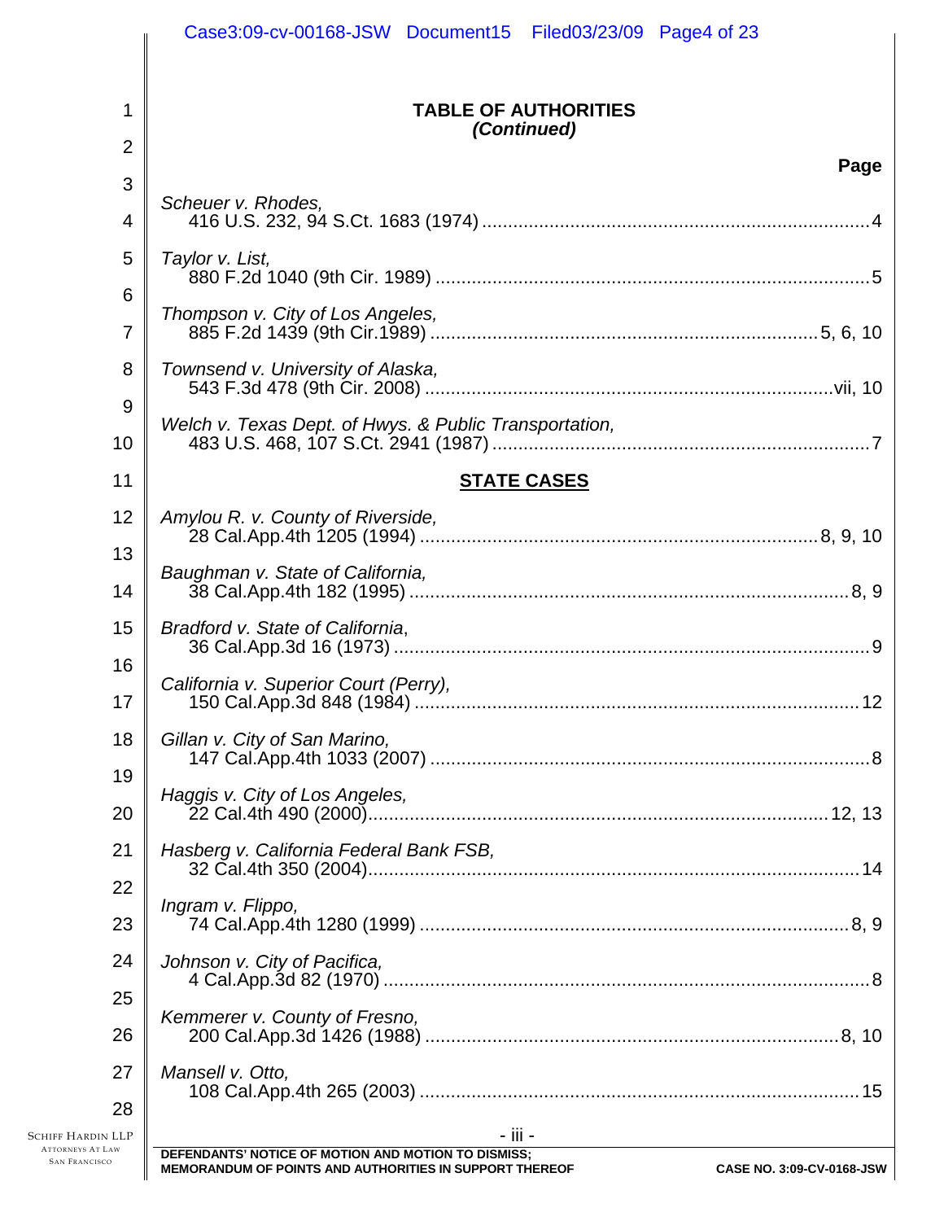**TABLE OF AUTHORITIES**
***(Continued)***

| | Page |
|---|---|
| *Scheuer v. Rhodes,* 416 U.S. 232, 94 S.Ct. 1683 (1974) | 4 |
| *Taylor v. List,* 880 F.2d 1040 (9th Cir. 1989) | 5 |
| *Thompson v. City of Los Angeles,* 885 F.2d 1439 (9th Cir.1989) | 5, 6, 10 |
| *Townsend v. University of Alaska,* 543 F.3d 478 (9th Cir. 2008) | vii, 10 |
| *Welch v. Texas Dept. of Hwys. & Public Transportation,* 483 U.S. 468, 107 S.Ct. 2941 (1987) | 7 |

**STATE CASES**

| | Page |
|---|---|
| *Amylou R. v. County of Riverside,* 28 Cal.App.4th 1205 (1994) | 8, 9, 10 |
| *Baughman v. State of California,* 38 Cal.App.4th 182 (1995) | 8, 9 |
| *Bradford v. State of California*, 36 Cal.App.3d 16 (1973) | 9 |
| *California v. Superior Court (Perry),* 150 Cal.App.3d 848 (1984) | 12 |
| *Gillan v. City of San Marino,* 147 Cal.App.4th 1033 (2007) | 8 |
| *Haggis v. City of Los Angeles,* 22 Cal.4th 490 (2000) | 12, 13 |
| *Hasberg v. California Federal Bank FSB,* 32 Cal.4th 350 (2004) | 14 |
| *Ingram v. Flippo,* 74 Cal.App.4th 1280 (1999) | 8, 9 |
| *Johnson v. City of Pacifica,* 4 Cal.App.3d 82 (1970) | 8 |
| *Kemmerer v. County of Fresno,* 200 Cal.App.3d 1426 (1988) | 8, 10 |
| *Mansell v. Otto,* 108 Cal.App.4th 265 (2003) | 15 |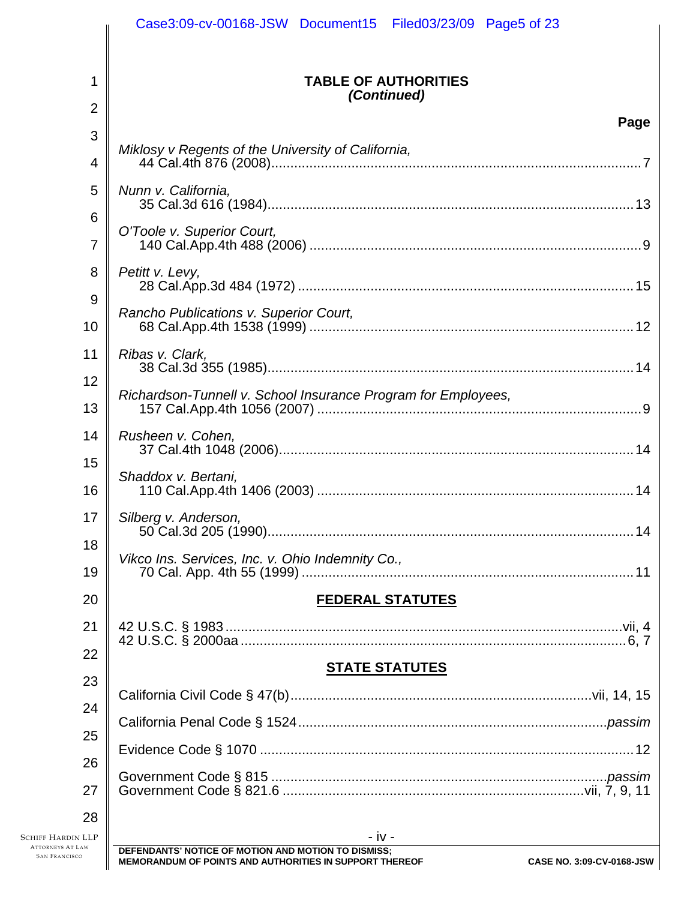## TABLE OF AUTHORITIES
### *(Continued)*

**Page**

*Miklosy v Regents of the University of California*, 44 Cal.4th 876 (2008) ..... 7

*Nunn v. California*, 35 Cal.3d 616 (1984) ..... 13

*O'Toole v. Superior Court*, 140 Cal.App.4th 488 (2006) ..... 9

*Petitt v. Levy*, 28 Cal.App.3d 484 (1972) ..... 15

*Rancho Publications v. Superior Court*, 68 Cal.App.4th 1538 (1999) ..... 12

*Ribas v. Clark*, 38 Cal.3d 355 (1985) ..... 14

*Richardson-Tunnell v. School Insurance Program for Employees*, 157 Cal.App.4th 1056 (2007) ..... 9

*Rusheen v. Cohen*, 37 Cal.4th 1048 (2006) ..... 14

*Shaddox v. Bertani*, 110 Cal.App.4th 1406 (2003) ..... 14

*Silberg v. Anderson*, 50 Cal.3d 205 (1990) ..... 14

*Vikco Ins. Services, Inc. v. Ohio Indemnity Co.*, 70 Cal. App. 4th 55 (1999) ..... 11

## FEDERAL STATUTES

42 U.S.C. § 1983 ..... vii, 4
42 U.S.C. § 2000aa ..... 6, 7

## STATE STATUTES

California Civil Code § 47(b) ..... vii, 14, 15

California Penal Code § 1524 ..... *passim*

Evidence Code § 1070 ..... 12

Government Code § 815 ..... *passim*
Government Code § 821.6 ..... vii, 7, 9, 11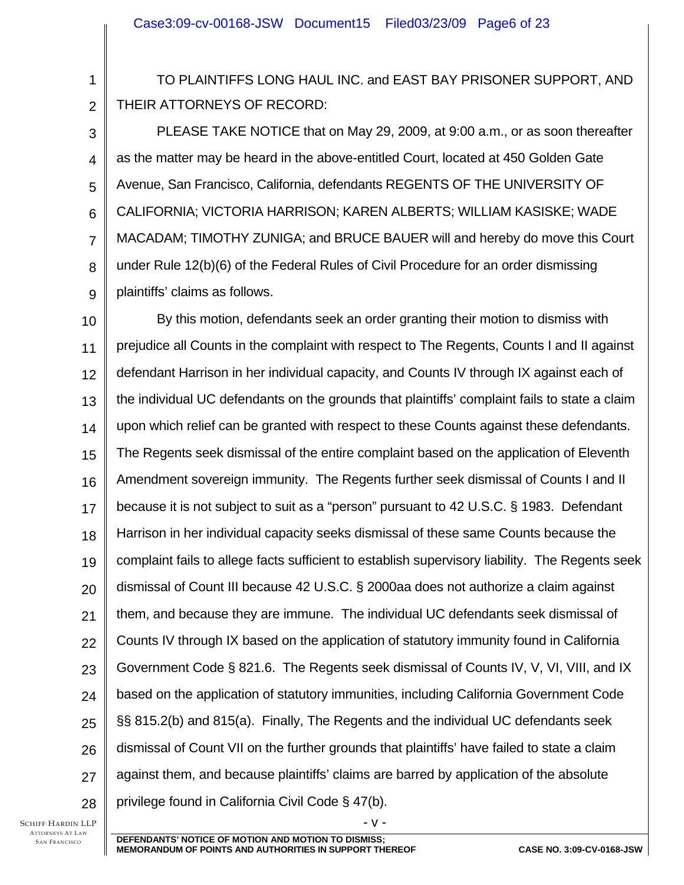TO PLAINTIFFS LONG HAUL INC. and EAST BAY PRISONER SUPPORT, AND THEIR ATTORNEYS OF RECORD:

PLEASE TAKE NOTICE that on May 29, 2009, at 9:00 a.m., or as soon thereafter as the matter may be heard in the above-entitled Court, located at 450 Golden Gate Avenue, San Francisco, California, defendants REGENTS OF THE UNIVERSITY OF CALIFORNIA; VICTORIA HARRISON; KAREN ALBERTS; WILLIAM KASISKE; WADE MACADAM; TIMOTHY ZUNIGA; and BRUCE BAUER will and hereby do move this Court under Rule 12(b)(6) of the Federal Rules of Civil Procedure for an order dismissing plaintiffs' claims as follows.

By this motion, defendants seek an order granting their motion to dismiss with prejudice all Counts in the complaint with respect to The Regents, Counts I and II against defendant Harrison in her individual capacity, and Counts IV through IX against each of the individual UC defendants on the grounds that plaintiffs' complaint fails to state a claim upon which relief can be granted with respect to these Counts against these defendants. The Regents seek dismissal of the entire complaint based on the application of Eleventh Amendment sovereign immunity. The Regents further seek dismissal of Counts I and II because it is not subject to suit as a "person" pursuant to 42 U.S.C. § 1983. Defendant Harrison in her individual capacity seeks dismissal of these same Counts because the complaint fails to allege facts sufficient to establish supervisory liability. The Regents seek dismissal of Count III because 42 U.S.C. § 2000aa does not authorize a claim against them, and because they are immune. The individual UC defendants seek dismissal of Counts IV through IX based on the application of statutory immunity found in California Government Code § 821.6. The Regents seek dismissal of Counts IV, V, VI, VIII, and IX based on the application of statutory immunities, including California Government Code §§ 815.2(b) and 815(a). Finally, The Regents and the individual UC defendants seek dismissal of Count VII on the further grounds that plaintiffs' have failed to state a claim against them, and because plaintiffs' claims are barred by application of the absolute privilege found in California Civil Code § 47(b).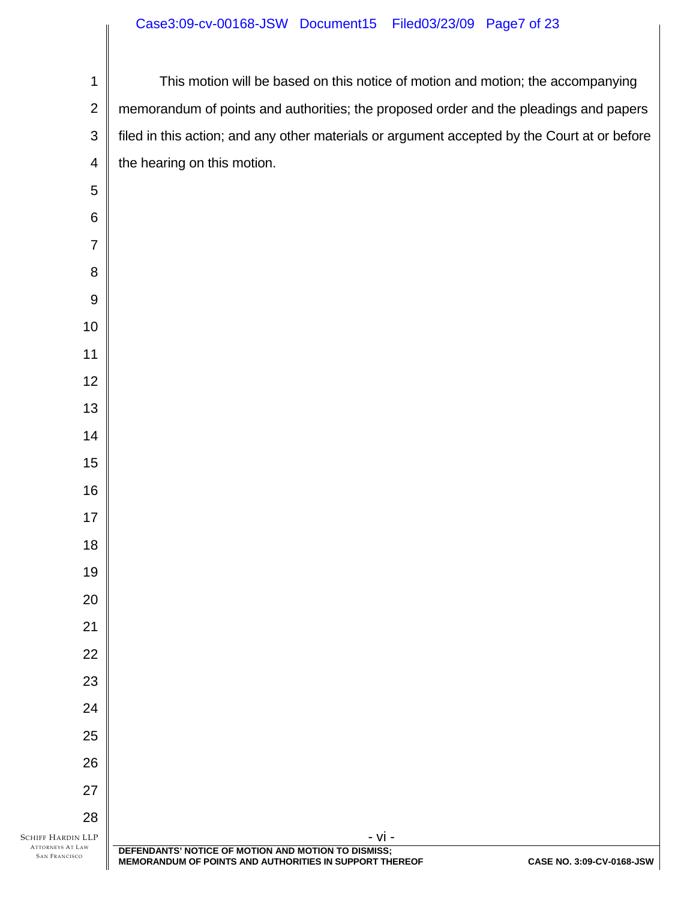This motion will be based on this notice of motion and motion; the accompanying memorandum of points and authorities; the proposed order and the pleadings and papers filed in this action; and any other materials or argument accepted by the Court at or before the hearing on this motion.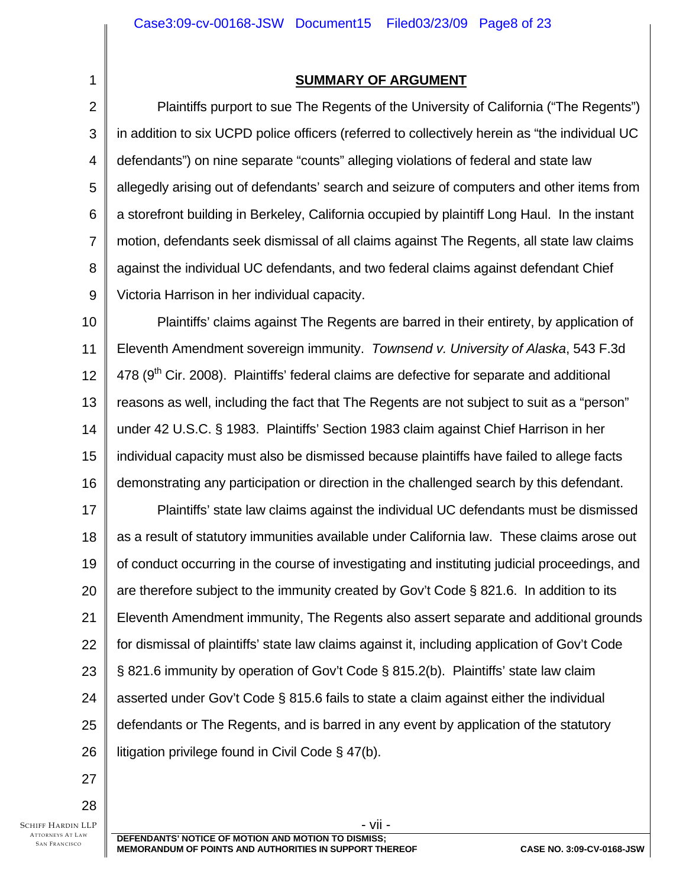## SUMMARY OF ARGUMENT

Plaintiffs purport to sue The Regents of the University of California ("The Regents") in addition to six UCPD police officers (referred to collectively herein as "the individual UC defendants") on nine separate "counts" alleging violations of federal and state law allegedly arising out of defendants' search and seizure of computers and other items from a storefront building in Berkeley, California occupied by plaintiff Long Haul. In the instant motion, defendants seek dismissal of all claims against The Regents, all state law claims against the individual UC defendants, and two federal claims against defendant Chief Victoria Harrison in her individual capacity.

Plaintiffs' claims against The Regents are barred in their entirety, by application of Eleventh Amendment sovereign immunity. *Townsend v. University of Alaska*, 543 F.3d 478 (9th Cir. 2008). Plaintiffs' federal claims are defective for separate and additional reasons as well, including the fact that The Regents are not subject to suit as a "person" under 42 U.S.C. § 1983. Plaintiffs' Section 1983 claim against Chief Harrison in her individual capacity must also be dismissed because plaintiffs have failed to allege facts demonstrating any participation or direction in the challenged search by this defendant.

Plaintiffs' state law claims against the individual UC defendants must be dismissed as a result of statutory immunities available under California law. These claims arose out of conduct occurring in the course of investigating and instituting judicial proceedings, and are therefore subject to the immunity created by Gov't Code § 821.6. In addition to its Eleventh Amendment immunity, The Regents also assert separate and additional grounds for dismissal of plaintiffs' state law claims against it, including application of Gov't Code § 821.6 immunity by operation of Gov't Code § 815.2(b). Plaintiffs' state law claim asserted under Gov't Code § 815.6 fails to state a claim against either the individual defendants or The Regents, and is barred in any event by application of the statutory litigation privilege found in Civil Code § 47(b).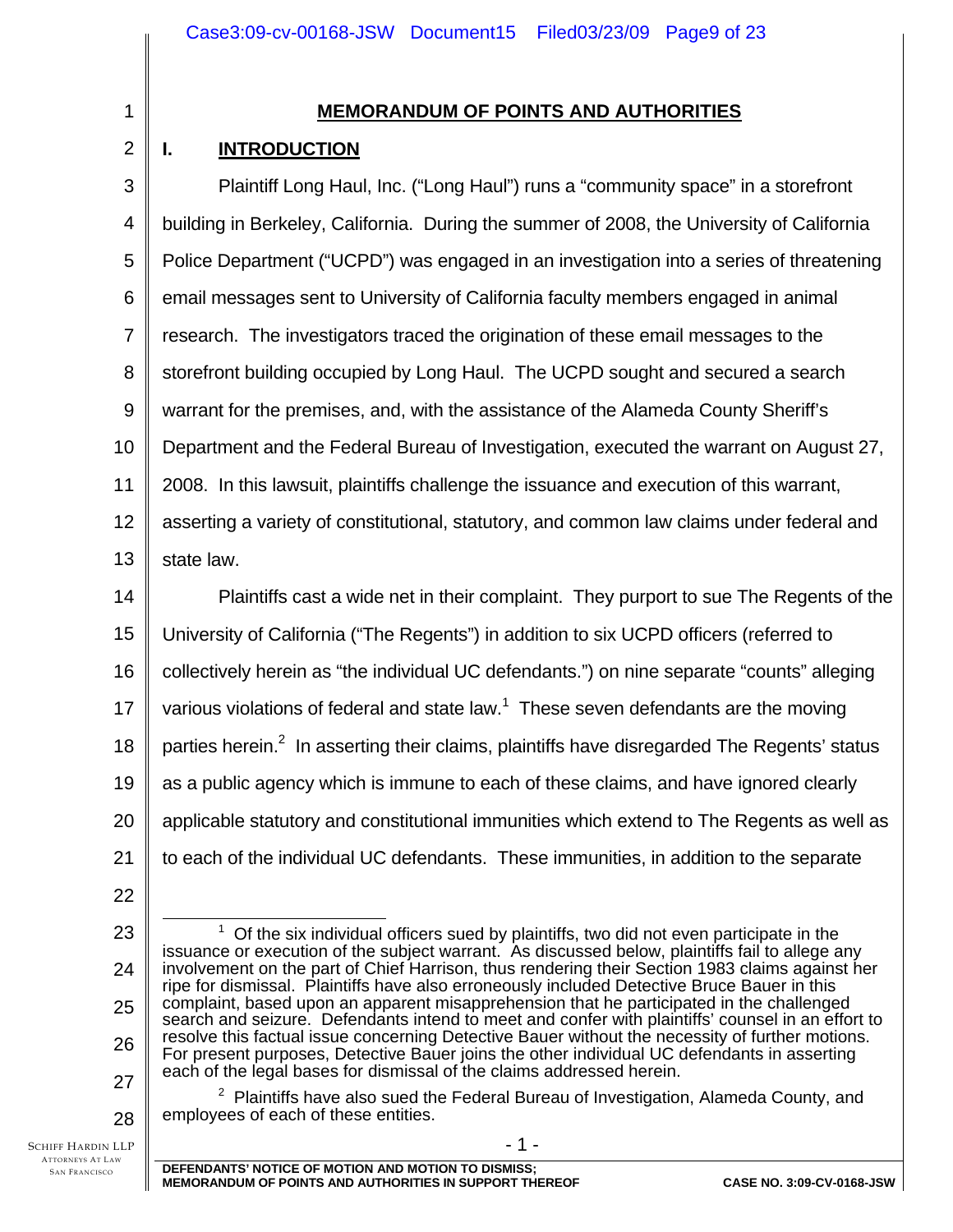## MEMORANDUM OF POINTS AND AUTHORITIES

### I. INTRODUCTION

Plaintiff Long Haul, Inc. ("Long Haul") runs a "community space" in a storefront building in Berkeley, California. During the summer of 2008, the University of California Police Department ("UCPD") was engaged in an investigation into a series of threatening email messages sent to University of California faculty members engaged in animal research. The investigators traced the origination of these email messages to the storefront building occupied by Long Haul. The UCPD sought and secured a search warrant for the premises, and, with the assistance of the Alameda County Sheriff's Department and the Federal Bureau of Investigation, executed the warrant on August 27, 2008. In this lawsuit, plaintiffs challenge the issuance and execution of this warrant, asserting a variety of constitutional, statutory, and common law claims under federal and state law.

Plaintiffs cast a wide net in their complaint. They purport to sue The Regents of the University of California ("The Regents") in addition to six UCPD officers (referred to collectively herein as "the individual UC defendants.") on nine separate "counts" alleging various violations of federal and state law.[1] These seven defendants are the moving parties herein.[2] In asserting their claims, plaintiffs have disregarded The Regents' status as a public agency which is immune to each of these claims, and have ignored clearly applicable statutory and constitutional immunities which extend to The Regents as well as to each of the individual UC defendants. These immunities, in addition to the separate

---

[1] Of the six individual officers sued by plaintiffs, two did not even participate in the issuance or execution of the subject warrant. As discussed below, plaintiffs fail to allege any involvement on the part of Chief Harrison, thus rendering their Section 1983 claims against her ripe for dismissal. Plaintiffs have also erroneously included Detective Bruce Bauer in this complaint, based upon an apparent misapprehension that he participated in the challenged search and seizure. Defendants intend to meet and confer with plaintiffs' counsel in an effort to resolve this factual issue concerning Detective Bauer without the necessity of further motions. For present purposes, Detective Bauer joins the other individual UC defendants in asserting each of the legal bases for dismissal of the claims addressed herein.

[2] Plaintiffs have also sued the Federal Bureau of Investigation, Alameda County, and employees of each of these entities.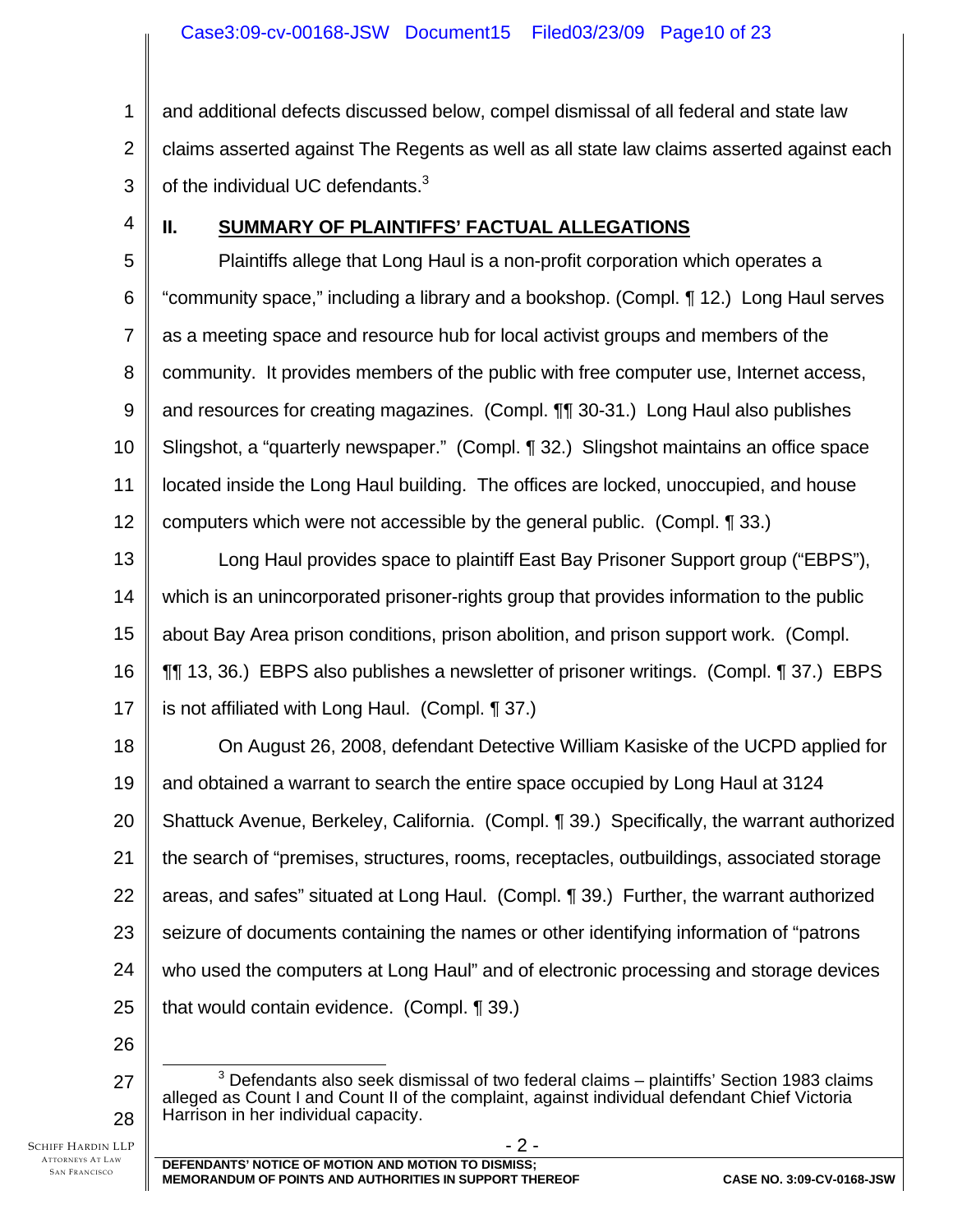and additional defects discussed below, compel dismissal of all federal and state law claims asserted against The Regents as well as all state law claims asserted against each of the individual UC defendants.[3]

## II. SUMMARY OF PLAINTIFFS' FACTUAL ALLEGATIONS

Plaintiffs allege that Long Haul is a non-profit corporation which operates a "community space," including a library and a bookshop. (Compl. ¶ 12.) Long Haul serves as a meeting space and resource hub for local activist groups and members of the community. It provides members of the public with free computer use, Internet access, and resources for creating magazines. (Compl. ¶¶ 30-31.) Long Haul also publishes Slingshot, a "quarterly newspaper." (Compl. ¶ 32.) Slingshot maintains an office space located inside the Long Haul building. The offices are locked, unoccupied, and house computers which were not accessible by the general public. (Compl. ¶ 33.)

Long Haul provides space to plaintiff East Bay Prisoner Support group ("EBPS"), which is an unincorporated prisoner-rights group that provides information to the public about Bay Area prison conditions, prison abolition, and prison support work. (Compl. ¶¶ 13, 36.) EBPS also publishes a newsletter of prisoner writings. (Compl. ¶ 37.) EBPS is not affiliated with Long Haul. (Compl. ¶ 37.)

On August 26, 2008, defendant Detective William Kasiske of the UCPD applied for and obtained a warrant to search the entire space occupied by Long Haul at 3124 Shattuck Avenue, Berkeley, California. (Compl. ¶ 39.) Specifically, the warrant authorized the search of "premises, structures, rooms, receptacles, outbuildings, associated storage areas, and safes" situated at Long Haul. (Compl. ¶ 39.) Further, the warrant authorized seizure of documents containing the names or other identifying information of "patrons who used the computers at Long Haul" and of electronic processing and storage devices that would contain evidence. (Compl. ¶ 39.)

[3] Defendants also seek dismissal of two federal claims – plaintiffs' Section 1983 claims alleged as Count I and Count II of the complaint, against individual defendant Chief Victoria Harrison in her individual capacity.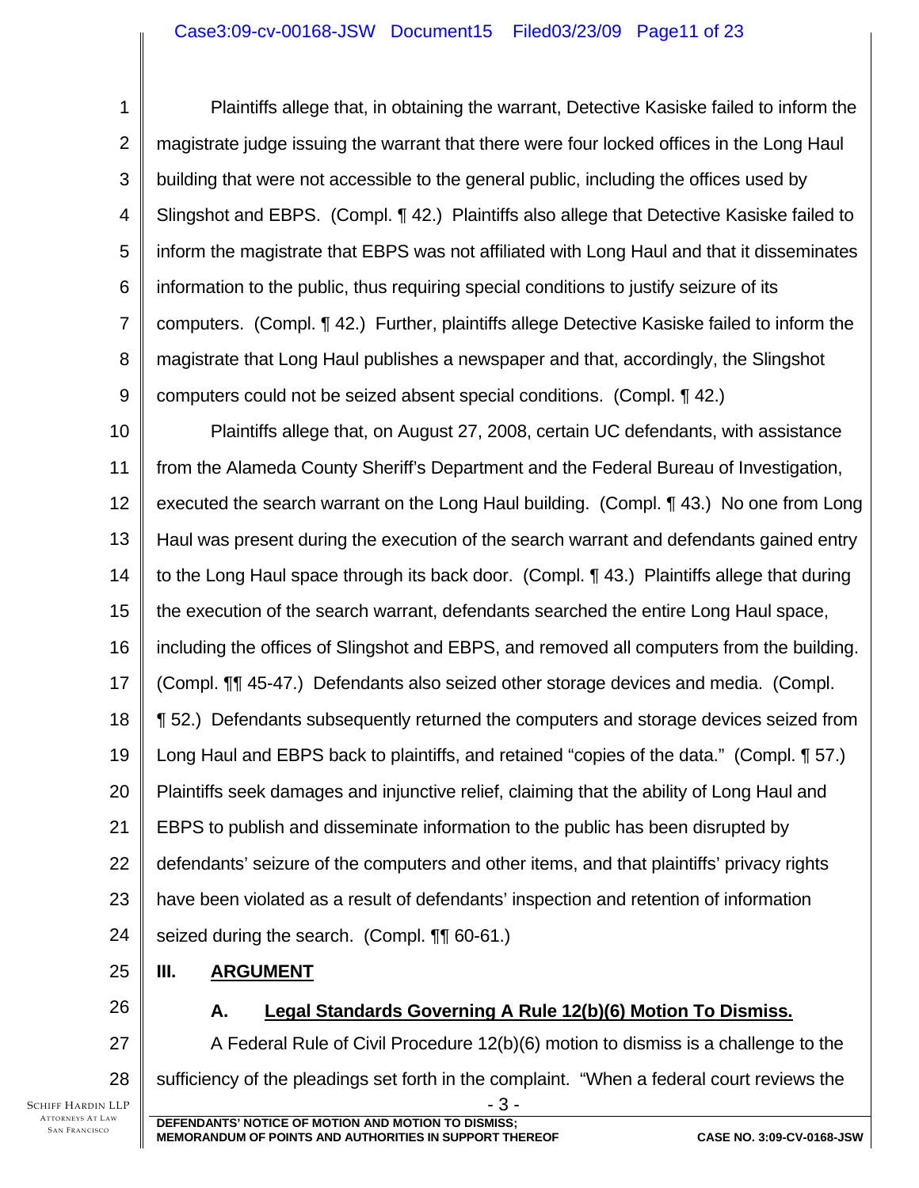Plaintiffs allege that, in obtaining the warrant, Detective Kasiske failed to inform the magistrate judge issuing the warrant that there were four locked offices in the Long Haul building that were not accessible to the general public, including the offices used by Slingshot and EBPS. (Compl. ¶ 42.) Plaintiffs also allege that Detective Kasiske failed to inform the magistrate that EBPS was not affiliated with Long Haul and that it disseminates information to the public, thus requiring special conditions to justify seizure of its computers. (Compl. ¶ 42.) Further, plaintiffs allege Detective Kasiske failed to inform the magistrate that Long Haul publishes a newspaper and that, accordingly, the Slingshot computers could not be seized absent special conditions. (Compl. ¶ 42.)

Plaintiffs allege that, on August 27, 2008, certain UC defendants, with assistance from the Alameda County Sheriff's Department and the Federal Bureau of Investigation, executed the search warrant on the Long Haul building. (Compl. ¶ 43.) No one from Long Haul was present during the execution of the search warrant and defendants gained entry to the Long Haul space through its back door. (Compl. ¶ 43.) Plaintiffs allege that during the execution of the search warrant, defendants searched the entire Long Haul space, including the offices of Slingshot and EBPS, and removed all computers from the building. (Compl. ¶¶ 45-47.) Defendants also seized other storage devices and media. (Compl. ¶ 52.) Defendants subsequently returned the computers and storage devices seized from Long Haul and EBPS back to plaintiffs, and retained "copies of the data." (Compl. ¶ 57.) Plaintiffs seek damages and injunctive relief, claiming that the ability of Long Haul and EBPS to publish and disseminate information to the public has been disrupted by defendants' seizure of the computers and other items, and that plaintiffs' privacy rights have been violated as a result of defendants' inspection and retention of information seized during the search. (Compl. ¶¶ 60-61.)

## III. ARGUMENT

### A. Legal Standards Governing A Rule 12(b)(6) Motion To Dismiss.

A Federal Rule of Civil Procedure 12(b)(6) motion to dismiss is a challenge to the sufficiency of the pleadings set forth in the complaint. "When a federal court reviews the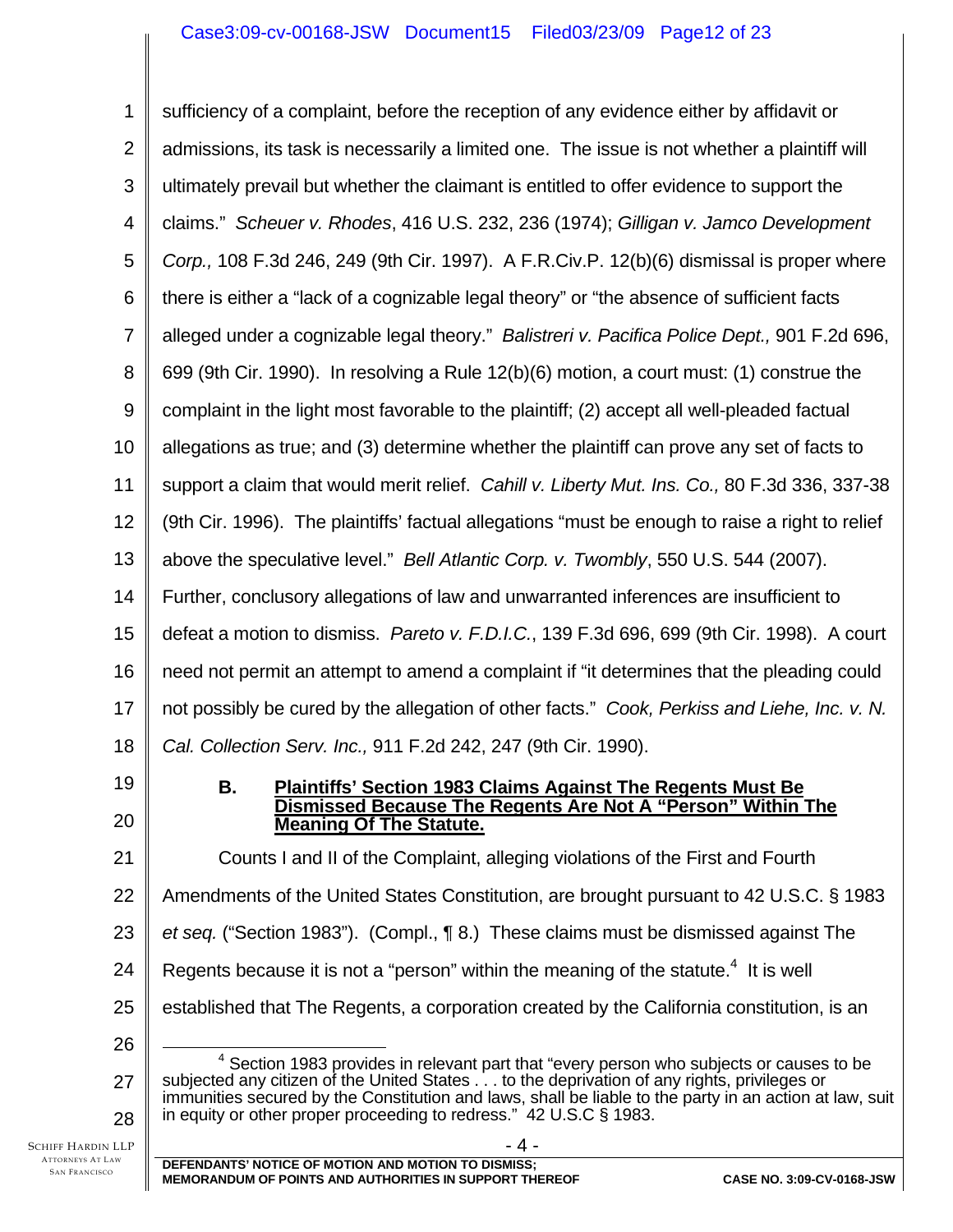sufficiency of a complaint, before the reception of any evidence either by affidavit or admissions, its task is necessarily a limited one. The issue is not whether a plaintiff will ultimately prevail but whether the claimant is entitled to offer evidence to support the claims." *Scheuer v. Rhodes*, 416 U.S. 232, 236 (1974); *Gilligan v. Jamco Development Corp.,* 108 F.3d 246, 249 (9th Cir. 1997). A F.R.Civ.P. 12(b)(6) dismissal is proper where there is either a "lack of a cognizable legal theory" or "the absence of sufficient facts alleged under a cognizable legal theory." *Balistreri v. Pacifica Police Dept.,* 901 F.2d 696, 699 (9th Cir. 1990). In resolving a Rule 12(b)(6) motion, a court must: (1) construe the complaint in the light most favorable to the plaintiff; (2) accept all well-pleaded factual allegations as true; and (3) determine whether the plaintiff can prove any set of facts to support a claim that would merit relief. *Cahill v. Liberty Mut. Ins. Co.,* 80 F.3d 336, 337-38 (9th Cir. 1996). The plaintiffs' factual allegations "must be enough to raise a right to relief above the speculative level." *Bell Atlantic Corp. v. Twombly*, 550 U.S. 544 (2007). Further, conclusory allegations of law and unwarranted inferences are insufficient to defeat a motion to dismiss. *Pareto v. F.D.I.C.*, 139 F.3d 696, 699 (9th Cir. 1998). A court need not permit an attempt to amend a complaint if "it determines that the pleading could not possibly be cured by the allegation of other facts." *Cook, Perkiss and Liehe, Inc. v. N. Cal. Collection Serv. Inc.,* 911 F.2d 242, 247 (9th Cir. 1990).

### B. Plaintiffs' Section 1983 Claims Against The Regents Must Be Dismissed Because The Regents Are Not A "Person" Within The Meaning Of The Statute.

Counts I and II of the Complaint, alleging violations of the First and Fourth Amendments of the United States Constitution, are brought pursuant to 42 U.S.C. § 1983 *et seq.* ("Section 1983"). (Compl., ¶ 8.) These claims must be dismissed against The Regents because it is not a "person" within the meaning of the statute.[4] It is well established that The Regents, a corporation created by the California constitution, is an

[4] Section 1983 provides in relevant part that "every person who subjects or causes to be subjected any citizen of the United States . . . to the deprivation of any rights, privileges or immunities secured by the Constitution and laws, shall be liable to the party in an action at law, suit in equity or other proper proceeding to redress." 42 U.S.C § 1983.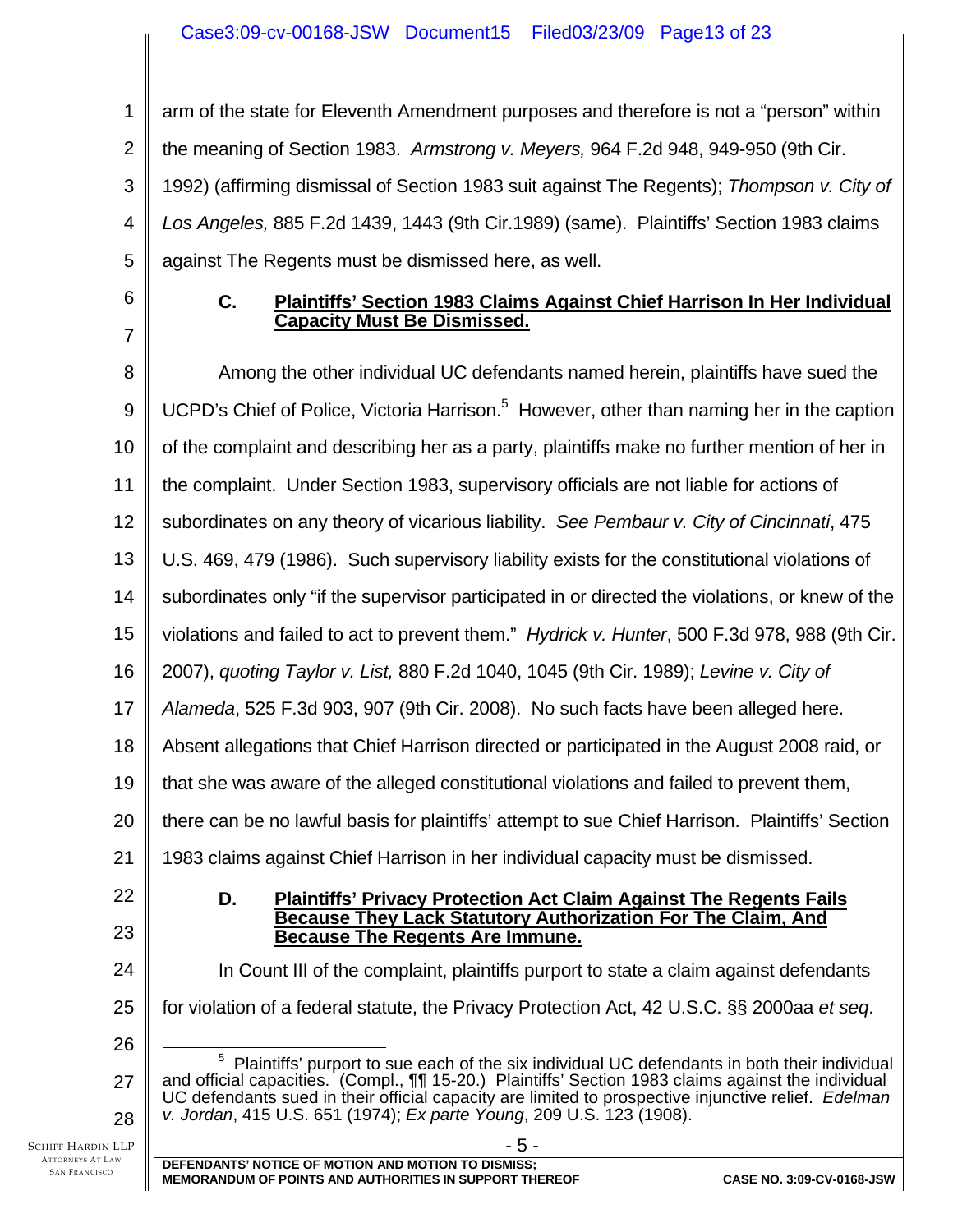arm of the state for Eleventh Amendment purposes and therefore is not a "person" within the meaning of Section 1983. *Armstrong v. Meyers,* 964 F.2d 948, 949-950 (9th Cir. 1992) (affirming dismissal of Section 1983 suit against The Regents); *Thompson v. City of Los Angeles,* 885 F.2d 1439, 1443 (9th Cir.1989) (same). Plaintiffs' Section 1983 claims against The Regents must be dismissed here, as well.

### C. Plaintiffs' Section 1983 Claims Against Chief Harrison In Her Individual Capacity Must Be Dismissed.

Among the other individual UC defendants named herein, plaintiffs have sued the UCPD's Chief of Police, Victoria Harrison.[5] However, other than naming her in the caption of the complaint and describing her as a party, plaintiffs make no further mention of her in the complaint. Under Section 1983, supervisory officials are not liable for actions of subordinates on any theory of vicarious liability. *See Pembaur v. City of Cincinnati*, 475 U.S. 469, 479 (1986). Such supervisory liability exists for the constitutional violations of subordinates only "if the supervisor participated in or directed the violations, or knew of the violations and failed to act to prevent them." *Hydrick v. Hunter*, 500 F.3d 978, 988 (9th Cir. 2007), *quoting Taylor v. List,* 880 F.2d 1040, 1045 (9th Cir. 1989); *Levine v. City of Alameda*, 525 F.3d 903, 907 (9th Cir. 2008). No such facts have been alleged here. Absent allegations that Chief Harrison directed or participated in the August 2008 raid, or that she was aware of the alleged constitutional violations and failed to prevent them, there can be no lawful basis for plaintiffs' attempt to sue Chief Harrison. Plaintiffs' Section 1983 claims against Chief Harrison in her individual capacity must be dismissed.

### D. Plaintiffs' Privacy Protection Act Claim Against The Regents Fails Because They Lack Statutory Authorization For The Claim, And Because The Regents Are Immune.

In Count III of the complaint, plaintiffs purport to state a claim against defendants for violation of a federal statute, the Privacy Protection Act, 42 U.S.C. §§ 2000aa *et seq*.

---

[5] Plaintiffs' purport to sue each of the six individual UC defendants in both their individual and official capacities. (Compl., ¶¶ 15-20.) Plaintiffs' Section 1983 claims against the individual UC defendants sued in their official capacity are limited to prospective injunctive relief. *Edelman v. Jordan*, 415 U.S. 651 (1974); *Ex parte Young*, 209 U.S. 123 (1908).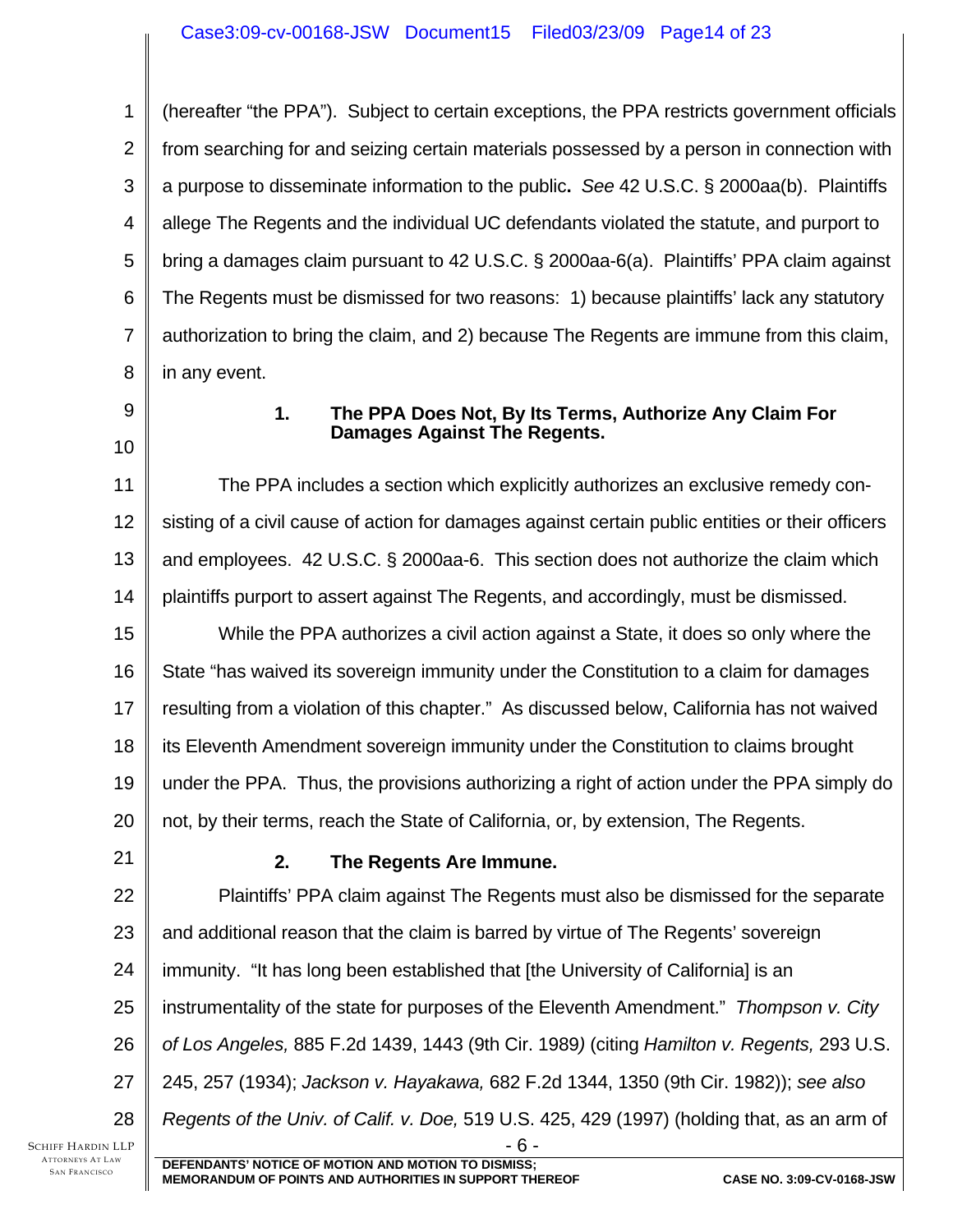(hereafter "the PPA"). Subject to certain exceptions, the PPA restricts government officials from searching for and seizing certain materials possessed by a person in connection with a purpose to disseminate information to the public**.** *See* 42 U.S.C. § 2000aa(b). Plaintiffs allege The Regents and the individual UC defendants violated the statute, and purport to bring a damages claim pursuant to 42 U.S.C. § 2000aa-6(a). Plaintiffs' PPA claim against The Regents must be dismissed for two reasons: 1) because plaintiffs' lack any statutory authorization to bring the claim, and 2) because The Regents are immune from this claim, in any event.

### 1. The PPA Does Not, By Its Terms, Authorize Any Claim For Damages Against The Regents.

The PPA includes a section which explicitly authorizes an exclusive remedy consisting of a civil cause of action for damages against certain public entities or their officers and employees. 42 U.S.C. § 2000aa-6. This section does not authorize the claim which plaintiffs purport to assert against The Regents, and accordingly, must be dismissed.

While the PPA authorizes a civil action against a State, it does so only where the State "has waived its sovereign immunity under the Constitution to a claim for damages resulting from a violation of this chapter." As discussed below, California has not waived its Eleventh Amendment sovereign immunity under the Constitution to claims brought under the PPA. Thus, the provisions authorizing a right of action under the PPA simply do not, by their terms, reach the State of California, or, by extension, The Regents.

### 2. The Regents Are Immune.

Plaintiffs' PPA claim against The Regents must also be dismissed for the separate and additional reason that the claim is barred by virtue of The Regents' sovereign immunity. "It has long been established that [the University of California] is an instrumentality of the state for purposes of the Eleventh Amendment." *Thompson v. City of Los Angeles,* 885 F.2d 1439, 1443 (9th Cir. 1989) (citing *Hamilton v. Regents,* 293 U.S. 245, 257 (1934); *Jackson v. Hayakawa,* 682 F.2d 1344, 1350 (9th Cir. 1982)); *see also Regents of the Univ. of Calif. v. Doe,* 519 U.S. 425, 429 (1997) (holding that, as an arm of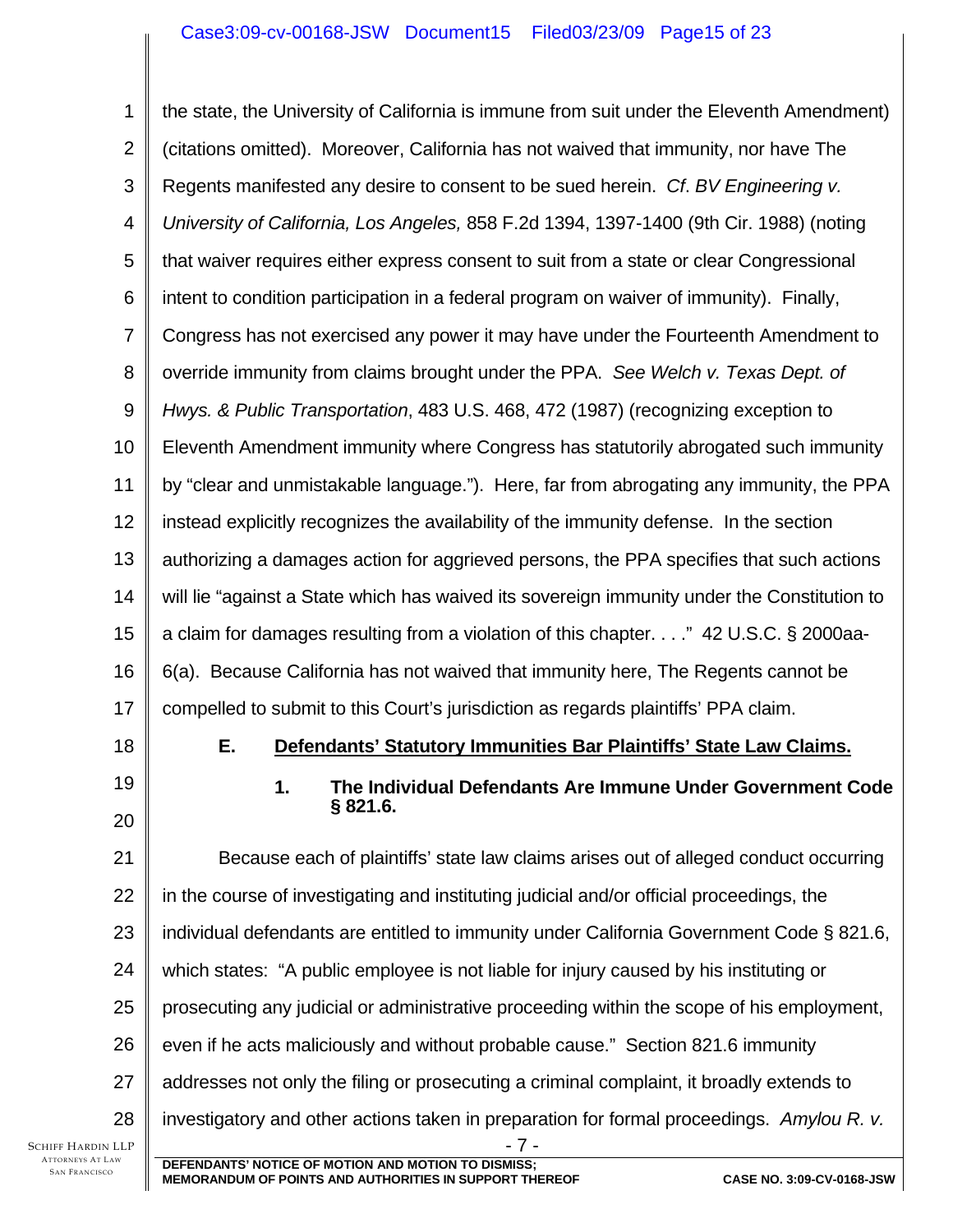the state, the University of California is immune from suit under the Eleventh Amendment) (citations omitted). Moreover, California has not waived that immunity, nor have The Regents manifested any desire to consent to be sued herein. *Cf*. *BV Engineering v. University of California, Los Angeles,* 858 F.2d 1394, 1397-1400 (9th Cir. 1988) (noting that waiver requires either express consent to suit from a state or clear Congressional intent to condition participation in a federal program on waiver of immunity). Finally, Congress has not exercised any power it may have under the Fourteenth Amendment to override immunity from claims brought under the PPA. *See Welch v. Texas Dept. of Hwys. & Public Transportation*, 483 U.S. 468, 472 (1987) (recognizing exception to Eleventh Amendment immunity where Congress has statutorily abrogated such immunity by "clear and unmistakable language."). Here, far from abrogating any immunity, the PPA instead explicitly recognizes the availability of the immunity defense. In the section authorizing a damages action for aggrieved persons, the PPA specifies that such actions will lie "against a State which has waived its sovereign immunity under the Constitution to a claim for damages resulting from a violation of this chapter. . . ." 42 U.S.C. § 2000aa-6(a). Because California has not waived that immunity here, The Regents cannot be compelled to submit to this Court's jurisdiction as regards plaintiffs' PPA claim.

### E. Defendants' Statutory Immunities Bar Plaintiffs' State Law Claims.

#### 1. The Individual Defendants Are Immune Under Government Code § 821.6.

Because each of plaintiffs' state law claims arises out of alleged conduct occurring in the course of investigating and instituting judicial and/or official proceedings, the individual defendants are entitled to immunity under California Government Code § 821.6, which states: "A public employee is not liable for injury caused by his instituting or prosecuting any judicial or administrative proceeding within the scope of his employment, even if he acts maliciously and without probable cause." Section 821.6 immunity addresses not only the filing or prosecuting a criminal complaint, it broadly extends to investigatory and other actions taken in preparation for formal proceedings. *Amylou R. v.*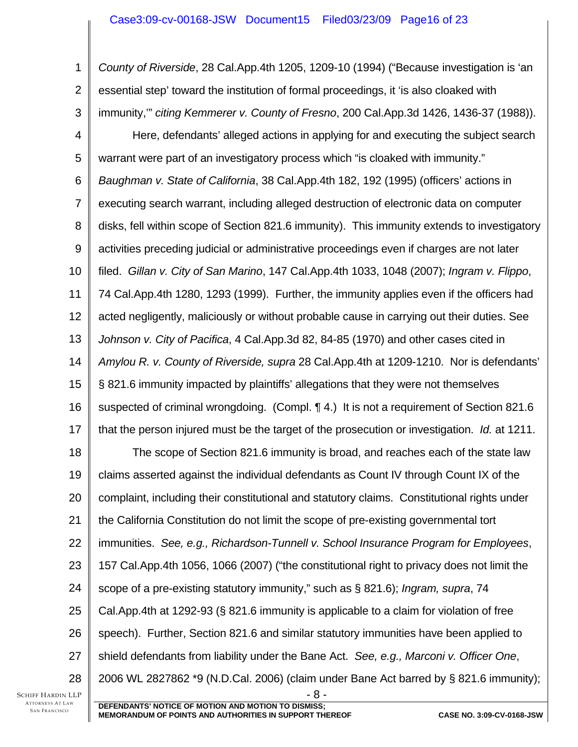*County of Riverside*, 28 Cal.App.4th 1205, 1209-10 (1994) ("Because investigation is 'an essential step' toward the institution of formal proceedings, it 'is also cloaked with immunity,'" *citing Kemmerer v. County of Fresno*, 200 Cal.App.3d 1426, 1436-37 (1988)).

Here, defendants' alleged actions in applying for and executing the subject search warrant were part of an investigatory process which "is cloaked with immunity." *Baughman v. State of California*, 38 Cal.App.4th 182, 192 (1995) (officers' actions in executing search warrant, including alleged destruction of electronic data on computer disks, fell within scope of Section 821.6 immunity). This immunity extends to investigatory activities preceding judicial or administrative proceedings even if charges are not later filed. *Gillan v. City of San Marino*, 147 Cal.App.4th 1033, 1048 (2007); *Ingram v. Flippo*, 74 Cal.App.4th 1280, 1293 (1999). Further, the immunity applies even if the officers had acted negligently, maliciously or without probable cause in carrying out their duties. See *Johnson v. City of Pacifica*, 4 Cal.App.3d 82, 84-85 (1970) and other cases cited in *Amylou R. v. County of Riverside, supra* 28 Cal.App.4th at 1209-1210. Nor is defendants' § 821.6 immunity impacted by plaintiffs' allegations that they were not themselves suspected of criminal wrongdoing. (Compl. ¶ 4.) It is not a requirement of Section 821.6 that the person injured must be the target of the prosecution or investigation. *Id.* at 1211.

The scope of Section 821.6 immunity is broad, and reaches each of the state law claims asserted against the individual defendants as Count IV through Count IX of the complaint, including their constitutional and statutory claims. Constitutional rights under the California Constitution do not limit the scope of pre-existing governmental tort immunities. *See, e.g., Richardson-Tunnell v. School Insurance Program for Employees*, 157 Cal.App.4th 1056, 1066 (2007) ("the constitutional right to privacy does not limit the scope of a pre-existing statutory immunity," such as § 821.6); *Ingram, supra*, 74 Cal.App.4th at 1292-93 (§ 821.6 immunity is applicable to a claim for violation of free speech). Further, Section 821.6 and similar statutory immunities have been applied to shield defendants from liability under the Bane Act. *See, e.g., Marconi v. Officer One*, 2006 WL 2827862 *9 (N.D.Cal. 2006) (claim under Bane Act barred by § 821.6 immunity);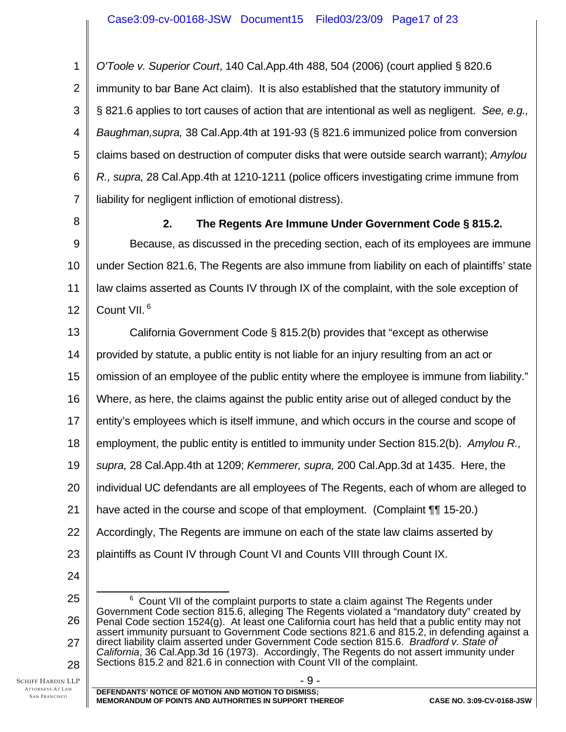*O'Toole v. Superior Court*, 140 Cal.App.4th 488, 504 (2006) (court applied § 820.6 immunity to bar Bane Act claim). It is also established that the statutory immunity of § 821.6 applies to tort causes of action that are intentional as well as negligent. *See, e.g., Baughman,supra,* 38 Cal.App.4th at 191-93 (§ 821.6 immunized police from conversion claims based on destruction of computer disks that were outside search warrant); *Amylou R., supra,* 28 Cal.App.4th at 1210-1211 (police officers investigating crime immune from liability for negligent infliction of emotional distress).

**2. The Regents Are Immune Under Government Code § 815.2.**

Because, as discussed in the preceding section, each of its employees are immune under Section 821.6, The Regents are also immune from liability on each of plaintiffs' state law claims asserted as Counts IV through IX of the complaint, with the sole exception of Count VII. [6]

California Government Code § 815.2(b) provides that "except as otherwise provided by statute, a public entity is not liable for an injury resulting from an act or omission of an employee of the public entity where the employee is immune from liability." Where, as here, the claims against the public entity arise out of alleged conduct by the entity's employees which is itself immune, and which occurs in the course and scope of employment, the public entity is entitled to immunity under Section 815.2(b). *Amylou R., supra,* 28 Cal.App.4th at 1209; *Kemmerer, supra,* 200 Cal.App.3d at 1435. Here, the individual UC defendants are all employees of The Regents, each of whom are alleged to have acted in the course and scope of that employment. (Complaint ¶¶ 15-20.) Accordingly, The Regents are immune on each of the state law claims asserted by plaintiffs as Count IV through Count VI and Counts VIII through Count IX.

[6] Count VII of the complaint purports to state a claim against The Regents under Government Code section 815.6, alleging The Regents violated a "mandatory duty" created by Penal Code section 1524(g). At least one California court has held that a public entity may not assert immunity pursuant to Government Code sections 821.6 and 815.2, in defending against a direct liability claim asserted under Government Code section 815.6. *Bradford v. State of California*, 36 Cal.App.3d 16 (1973). Accordingly, The Regents do not assert immunity under Sections 815.2 and 821.6 in connection with Count VII of the complaint.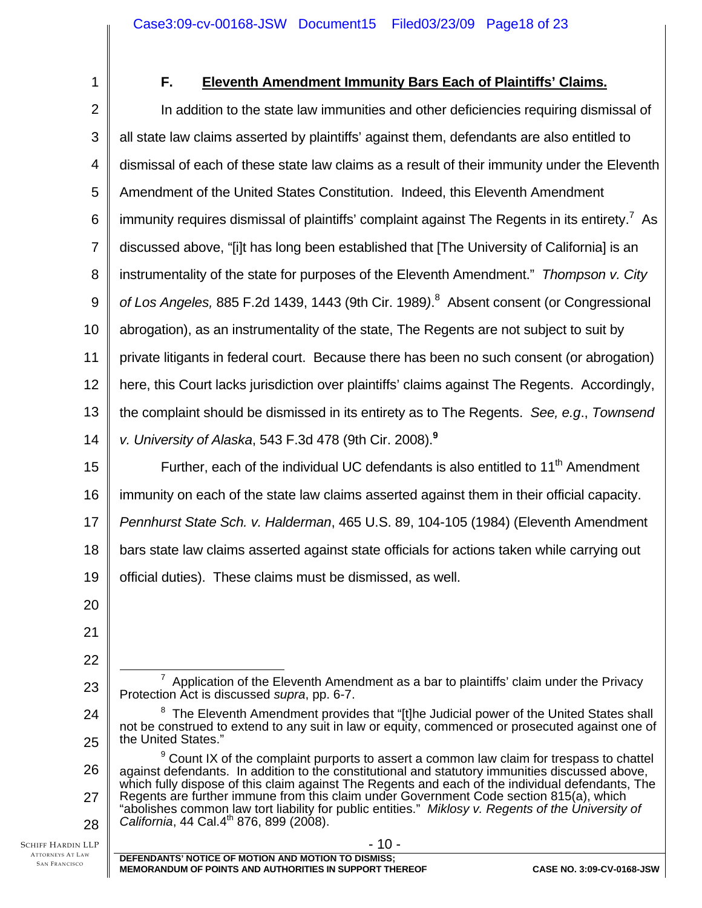## F. Eleventh Amendment Immunity Bars Each of Plaintiffs' Claims.

In addition to the state law immunities and other deficiencies requiring dismissal of all state law claims asserted by plaintiffs' against them, defendants are also entitled to dismissal of each of these state law claims as a result of their immunity under the Eleventh Amendment of the United States Constitution. Indeed, this Eleventh Amendment immunity requires dismissal of plaintiffs' complaint against The Regents in its entirety.[7] As discussed above, "[i]t has long been established that [The University of California] is an instrumentality of the state for purposes of the Eleventh Amendment." *Thompson v. City of Los Angeles,* 885 F.2d 1439, 1443 (9th Cir. 1989).[8] Absent consent (or Congressional abrogation), as an instrumentality of the state, The Regents are not subject to suit by private litigants in federal court. Because there has been no such consent (or abrogation) here, this Court lacks jurisdiction over plaintiffs' claims against The Regents. Accordingly, the complaint should be dismissed in its entirety as to The Regents. *See, e.g*., *Townsend v. University of Alaska*, 543 F.3d 478 (9th Cir. 2008).**[9]**

Further, each of the individual UC defendants is also entitled to 11th Amendment immunity on each of the state law claims asserted against them in their official capacity. *Pennhurst State Sch. v. Halderman*, 465 U.S. 89, 104-105 (1984) (Eleventh Amendment bars state law claims asserted against state officials for actions taken while carrying out official duties). These claims must be dismissed, as well.

---

[7] Application of the Eleventh Amendment as a bar to plaintiffs' claim under the Privacy Protection Act is discussed *supra*, pp. 6-7.

[8] The Eleventh Amendment provides that "[t]he Judicial power of the United States shall not be construed to extend to any suit in law or equity, commenced or prosecuted against one of the United States."

[9] Count IX of the complaint purports to assert a common law claim for trespass to chattel against defendants. In addition to the constitutional and statutory immunities discussed above, which fully dispose of this claim against The Regents and each of the individual defendants, The Regents are further immune from this claim under Government Code section 815(a), which "abolishes common law tort liability for public entities." *Miklosy v. Regents of the University of California*, 44 Cal.4th 876, 899 (2008).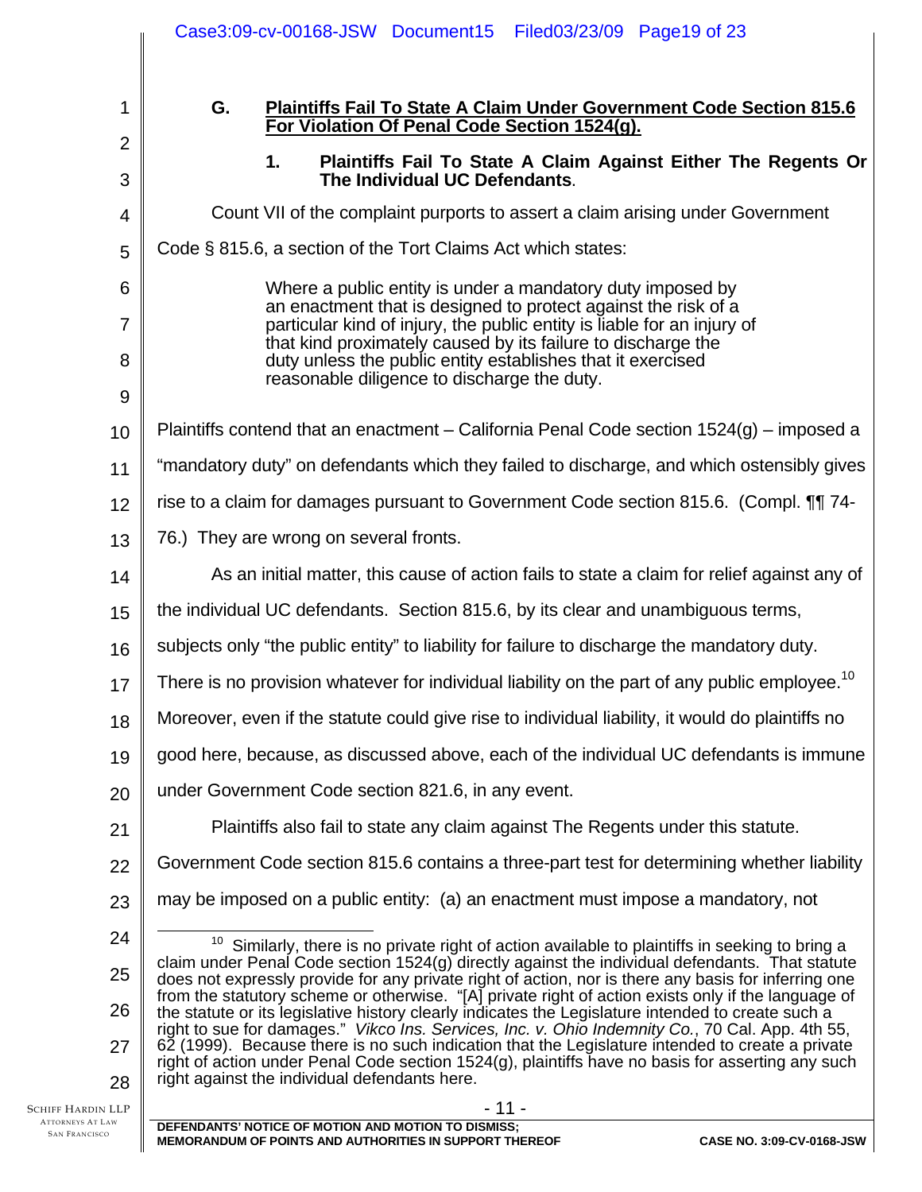### G. Plaintiffs Fail To State A Claim Under Government Code Section 815.6 For Violation Of Penal Code Section 1524(g).

#### 1. Plaintiffs Fail To State A Claim Against Either The Regents Or The Individual UC Defendants.

Count VII of the complaint purports to assert a claim arising under Government Code § 815.6, a section of the Tort Claims Act which states:

> Where a public entity is under a mandatory duty imposed by an enactment that is designed to protect against the risk of a particular kind of injury, the public entity is liable for an injury of that kind proximately caused by its failure to discharge the duty unless the public entity establishes that it exercised reasonable diligence to discharge the duty.

Plaintiffs contend that an enactment – California Penal Code section 1524(g) – imposed a "mandatory duty" on defendants which they failed to discharge, and which ostensibly gives rise to a claim for damages pursuant to Government Code section 815.6. (Compl. ¶¶ 74-76.) They are wrong on several fronts.

As an initial matter, this cause of action fails to state a claim for relief against any of the individual UC defendants. Section 815.6, by its clear and unambiguous terms, subjects only "the public entity" to liability for failure to discharge the mandatory duty. There is no provision whatever for individual liability on the part of any public employee.[10] Moreover, even if the statute could give rise to individual liability, it would do plaintiffs no good here, because, as discussed above, each of the individual UC defendants is immune under Government Code section 821.6, in any event.

Plaintiffs also fail to state any claim against The Regents under this statute. Government Code section 815.6 contains a three-part test for determining whether liability may be imposed on a public entity: (a) an enactment must impose a mandatory, not

---

[10] Similarly, there is no private right of action available to plaintiffs in seeking to bring a claim under Penal Code section 1524(g) directly against the individual defendants. That statute does not expressly provide for any private right of action, nor is there any basis for inferring one from the statutory scheme or otherwise. "[A] private right of action exists only if the language of the statute or its legislative history clearly indicates the Legislature intended to create such a right to sue for damages." *Vikco Ins. Services, Inc. v. Ohio Indemnity Co.*, 70 Cal. App. 4th 55, 62 (1999). Because there is no such indication that the Legislature intended to create a private right of action under Penal Code section 1524(g), plaintiffs have no basis for asserting any such right against the individual defendants here.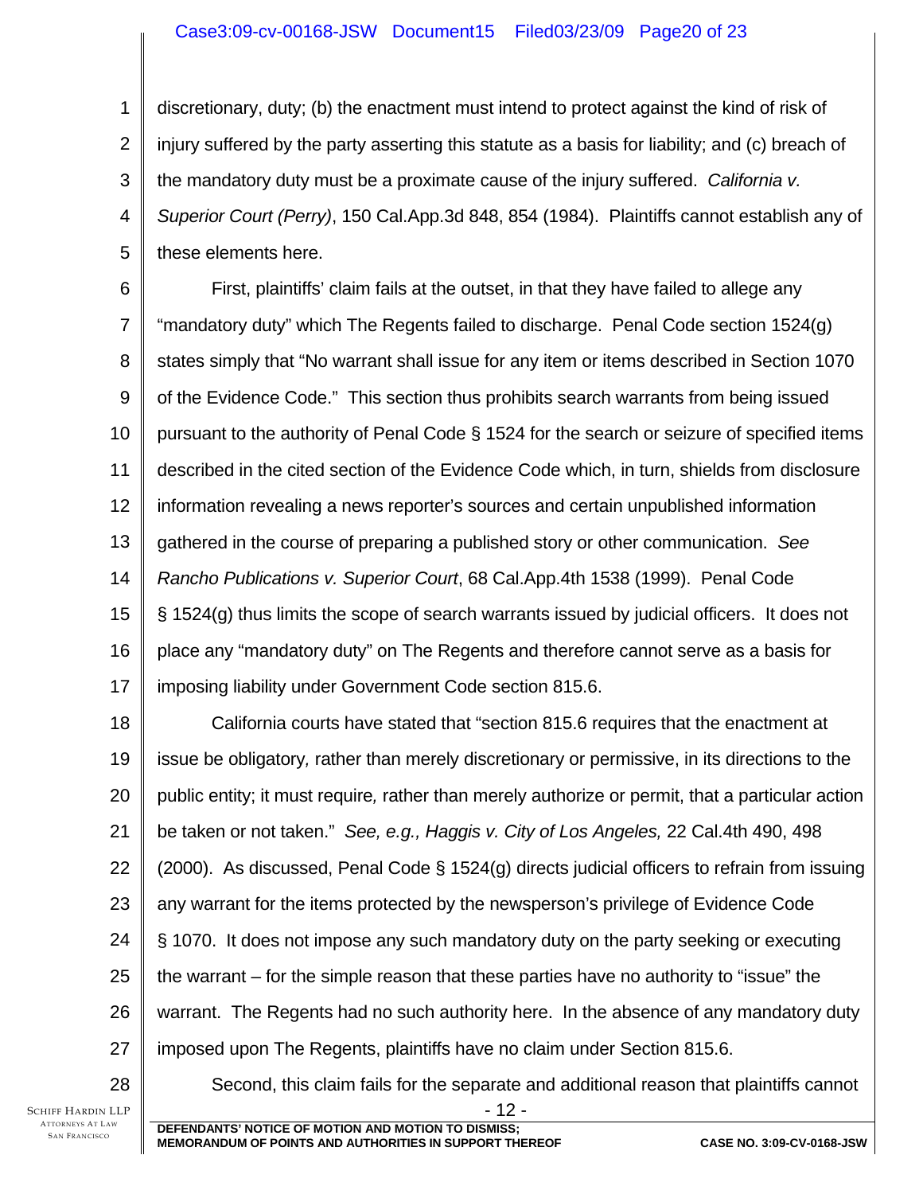discretionary, duty; (b) the enactment must intend to protect against the kind of risk of injury suffered by the party asserting this statute as a basis for liability; and (c) breach of the mandatory duty must be a proximate cause of the injury suffered. *California v. Superior Court (Perry)*, 150 Cal.App.3d 848, 854 (1984). Plaintiffs cannot establish any of these elements here.

First, plaintiffs' claim fails at the outset, in that they have failed to allege any "mandatory duty" which The Regents failed to discharge. Penal Code section 1524(g) states simply that "No warrant shall issue for any item or items described in Section 1070 of the Evidence Code." This section thus prohibits search warrants from being issued pursuant to the authority of Penal Code § 1524 for the search or seizure of specified items described in the cited section of the Evidence Code which, in turn, shields from disclosure information revealing a news reporter's sources and certain unpublished information gathered in the course of preparing a published story or other communication. *See Rancho Publications v. Superior Court*, 68 Cal.App.4th 1538 (1999). Penal Code § 1524(g) thus limits the scope of search warrants issued by judicial officers. It does not place any "mandatory duty" on The Regents and therefore cannot serve as a basis for imposing liability under Government Code section 815.6.

California courts have stated that "section 815.6 requires that the enactment at issue be obligatory, rather than merely discretionary or permissive, in its directions to the public entity; it must require, rather than merely authorize or permit, that a particular action be taken or not taken." *See, e.g., Haggis v. City of Los Angeles,* 22 Cal.4th 490, 498 (2000). As discussed, Penal Code § 1524(g) directs judicial officers to refrain from issuing any warrant for the items protected by the newsperson's privilege of Evidence Code § 1070. It does not impose any such mandatory duty on the party seeking or executing the warrant – for the simple reason that these parties have no authority to "issue" the warrant. The Regents had no such authority here. In the absence of any mandatory duty imposed upon The Regents, plaintiffs have no claim under Section 815.6.

Second, this claim fails for the separate and additional reason that plaintiffs cannot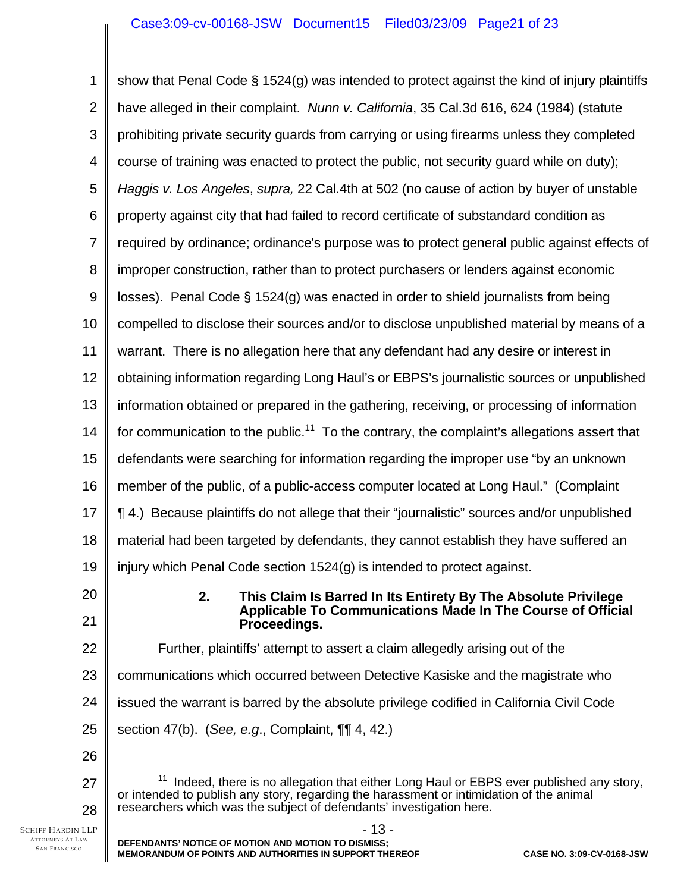show that Penal Code § 1524(g) was intended to protect against the kind of injury plaintiffs have alleged in their complaint. *Nunn v. California*, 35 Cal.3d 616, 624 (1984) (statute prohibiting private security guards from carrying or using firearms unless they completed course of training was enacted to protect the public, not security guard while on duty); *Haggis v. Los Angeles*, *supra,* 22 Cal.4th at 502 (no cause of action by buyer of unstable property against city that had failed to record certificate of substandard condition as required by ordinance; ordinance's purpose was to protect general public against effects of improper construction, rather than to protect purchasers or lenders against economic losses). Penal Code § 1524(g) was enacted in order to shield journalists from being compelled to disclose their sources and/or to disclose unpublished material by means of a warrant. There is no allegation here that any defendant had any desire or interest in obtaining information regarding Long Haul's or EBPS's journalistic sources or unpublished information obtained or prepared in the gathering, receiving, or processing of information for communication to the public.[11] To the contrary, the complaint's allegations assert that defendants were searching for information regarding the improper use "by an unknown member of the public, of a public-access computer located at Long Haul." (Complaint ¶ 4.) Because plaintiffs do not allege that their "journalistic" sources and/or unpublished material had been targeted by defendants, they cannot establish they have suffered an injury which Penal Code section 1524(g) is intended to protect against.

### 2. This Claim Is Barred In Its Entirety By The Absolute Privilege Applicable To Communications Made In The Course of Official Proceedings.

Further, plaintiffs' attempt to assert a claim allegedly arising out of the communications which occurred between Detective Kasiske and the magistrate who issued the warrant is barred by the absolute privilege codified in California Civil Code section 47(b). (*See, e.g.*, Complaint, ¶¶ 4, 42.)

---

[11] Indeed, there is no allegation that either Long Haul or EBPS ever published any story, or intended to publish any story, regarding the harassment or intimidation of the animal researchers which was the subject of defendants' investigation here.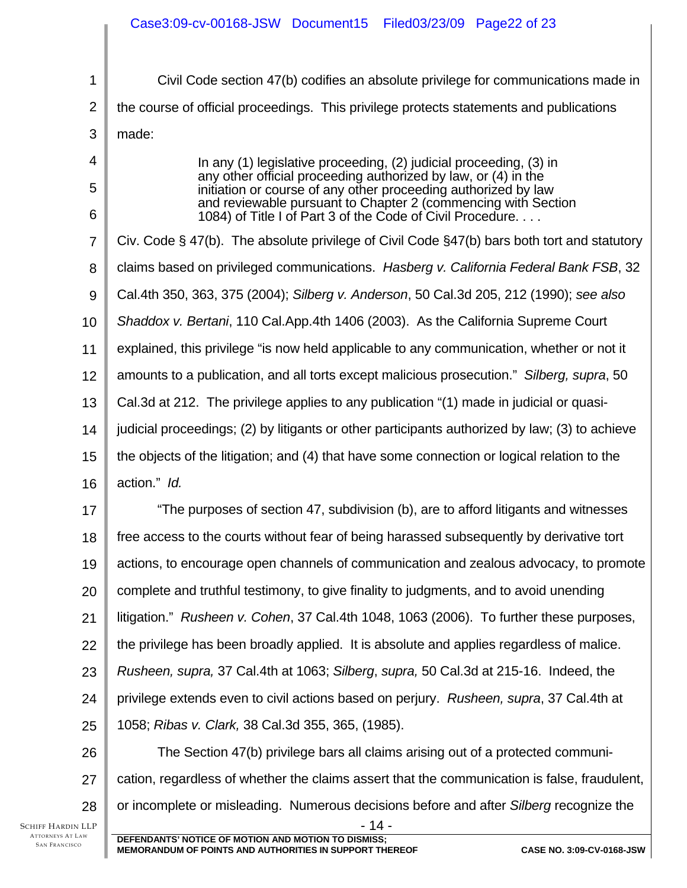Civil Code section 47(b) codifies an absolute privilege for communications made in the course of official proceedings. This privilege protects statements and publications made:

> In any (1) legislative proceeding, (2) judicial proceeding, (3) in any other official proceeding authorized by law, or (4) in the initiation or course of any other proceeding authorized by law and reviewable pursuant to Chapter 2 (commencing with Section 1084) of Title I of Part 3 of the Code of Civil Procedure. . . .

Civ. Code § 47(b). The absolute privilege of Civil Code §47(b) bars both tort and statutory claims based on privileged communications. *Hasberg v. California Federal Bank FSB*, 32 Cal.4th 350, 363, 375 (2004); *Silberg v. Anderson*, 50 Cal.3d 205, 212 (1990); *see also Shaddox v. Bertani*, 110 Cal.App.4th 1406 (2003). As the California Supreme Court explained, this privilege "is now held applicable to any communication, whether or not it amounts to a publication, and all torts except malicious prosecution." *Silberg, supra*, 50 Cal.3d at 212. The privilege applies to any publication "(1) made in judicial or quasi-judicial proceedings; (2) by litigants or other participants authorized by law; (3) to achieve the objects of the litigation; and (4) that have some connection or logical relation to the action." *Id.*

"The purposes of section 47, subdivision (b), are to afford litigants and witnesses free access to the courts without fear of being harassed subsequently by derivative tort actions, to encourage open channels of communication and zealous advocacy, to promote complete and truthful testimony, to give finality to judgments, and to avoid unending litigation." *Rusheen v. Cohen*, 37 Cal.4th 1048, 1063 (2006). To further these purposes, the privilege has been broadly applied. It is absolute and applies regardless of malice. *Rusheen, supra,* 37 Cal.4th at 1063; *Silberg*, *supra,* 50 Cal.3d at 215-16. Indeed, the privilege extends even to civil actions based on perjury. *Rusheen, supra*, 37 Cal.4th at 1058; *Ribas v. Clark,* 38 Cal.3d 355, 365, (1985).

The Section 47(b) privilege bars all claims arising out of a protected communication, regardless of whether the claims assert that the communication is false, fraudulent, or incomplete or misleading. Numerous decisions before and after *Silberg* recognize the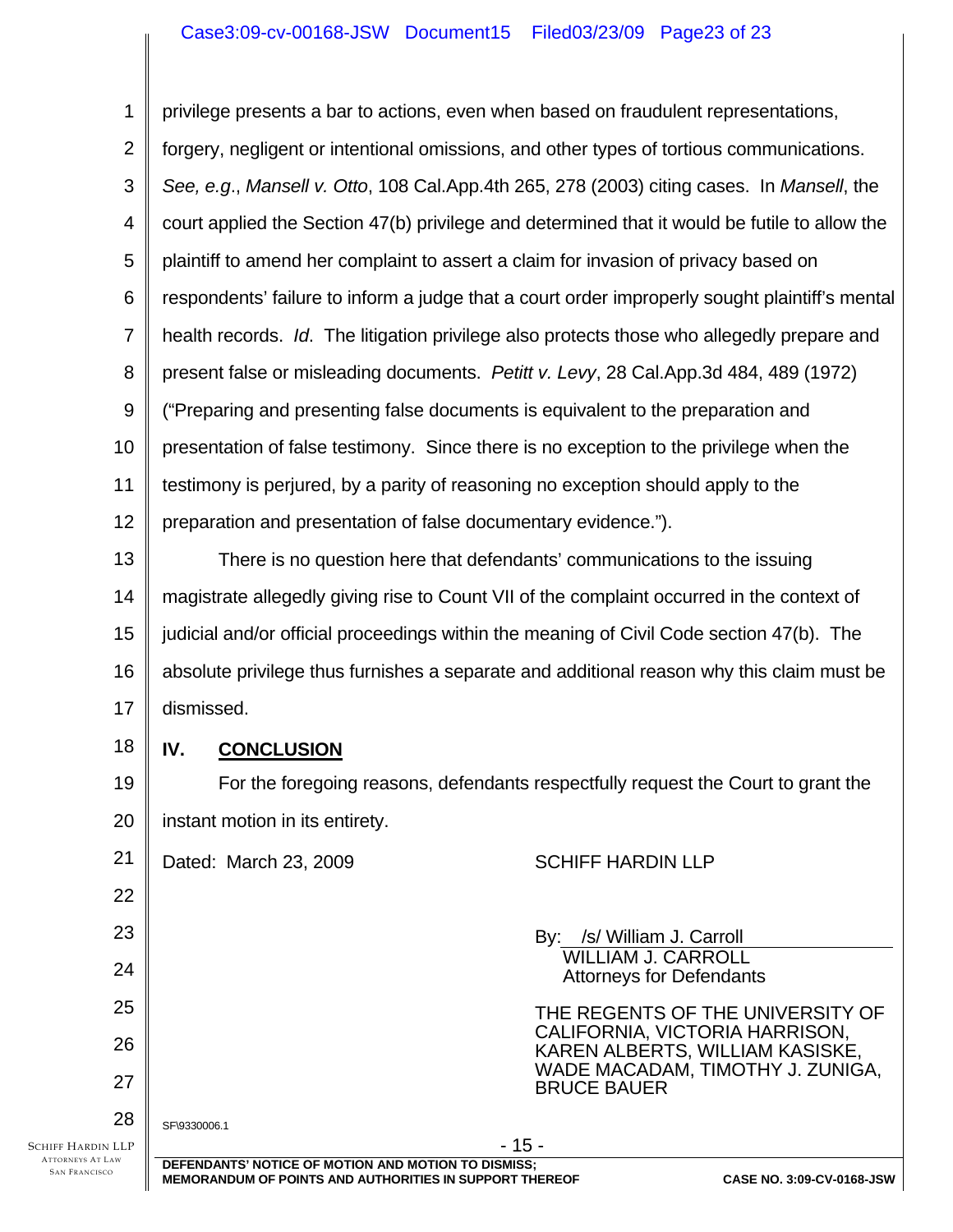privilege presents a bar to actions, even when based on fraudulent representations, forgery, negligent or intentional omissions, and other types of tortious communications. *See, e.g*., *Mansell v. Otto*, 108 Cal.App.4th 265, 278 (2003) citing cases. In *Mansell*, the court applied the Section 47(b) privilege and determined that it would be futile to allow the plaintiff to amend her complaint to assert a claim for invasion of privacy based on respondents' failure to inform a judge that a court order improperly sought plaintiff's mental health records. *Id*. The litigation privilege also protects those who allegedly prepare and present false or misleading documents. *Petitt v. Levy*, 28 Cal.App.3d 484, 489 (1972) ("Preparing and presenting false documents is equivalent to the preparation and presentation of false testimony. Since there is no exception to the privilege when the testimony is perjured, by a parity of reasoning no exception should apply to the preparation and presentation of false documentary evidence.").

There is no question here that defendants' communications to the issuing magistrate allegedly giving rise to Count VII of the complaint occurred in the context of judicial and/or official proceedings within the meaning of Civil Code section 47(b). The absolute privilege thus furnishes a separate and additional reason why this claim must be dismissed.

## IV. CONCLUSION

For the foregoing reasons, defendants respectfully request the Court to grant the instant motion in its entirety.

Dated: March 23, 2009

SCHIFF HARDIN LLP

By: /s/ William J. Carroll
WILLIAM J. CARROLL
Attorneys for Defendants

THE REGENTS OF THE UNIVERSITY OF CALIFORNIA, VICTORIA HARRISON, KAREN ALBERTS, WILLIAM KASISKE, WADE MACADAM, TIMOTHY J. ZUNIGA, BRUCE BAUER

SF\9330006.1